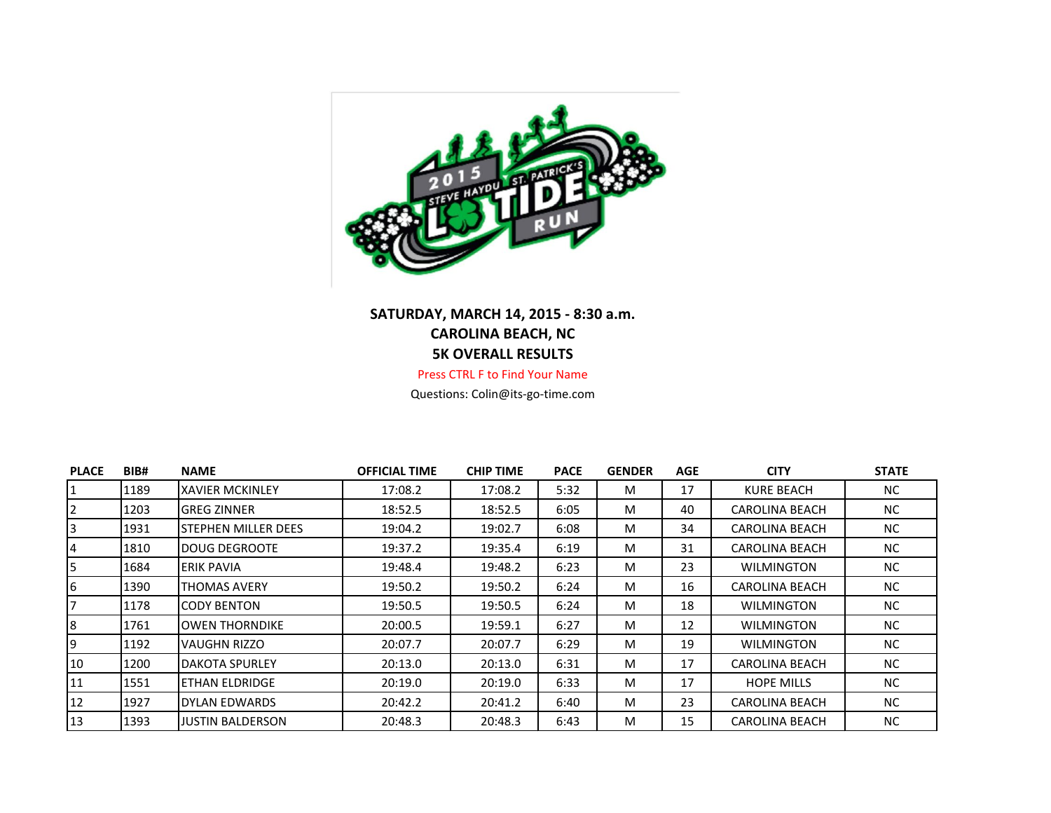**SATURDAY, MARCH 14, 2015 - 8:30 a.m.**
**CAROLINA BEACH, NC**
**5K OVERALL RESULTS**

Press CTRL F to Find Your Name

Questions: Colin@its-go-time.com

| PLACE | BIB# | NAME | OFFICIAL TIME | CHIP TIME | PACE | GENDER | AGE | CITY | STATE |
|---|---|---|---|---|---|---|---|---|---|
| 1 | 1189 | XAVIER MCKINLEY | 17:08.2 | 17:08.2 | 5:32 | M | 17 | KURE BEACH | NC |
| 2 | 1203 | GREG ZINNER | 18:52.5 | 18:52.5 | 6:05 | M | 40 | CAROLINA BEACH | NC |
| 3 | 1931 | STEPHEN MILLER DEES | 19:04.2 | 19:02.7 | 6:08 | M | 34 | CAROLINA BEACH | NC |
| 4 | 1810 | DOUG DEGROOTE | 19:37.2 | 19:35.4 | 6:19 | M | 31 | CAROLINA BEACH | NC |
| 5 | 1684 | ERIK PAVIA | 19:48.4 | 19:48.2 | 6:23 | M | 23 | WILMINGTON | NC |
| 6 | 1390 | THOMAS AVERY | 19:50.2 | 19:50.2 | 6:24 | M | 16 | CAROLINA BEACH | NC |
| 7 | 1178 | CODY BENTON | 19:50.5 | 19:50.5 | 6:24 | M | 18 | WILMINGTON | NC |
| 8 | 1761 | OWEN THORNDIKE | 20:00.5 | 19:59.1 | 6:27 | M | 12 | WILMINGTON | NC |
| 9 | 1192 | VAUGHN RIZZO | 20:07.7 | 20:07.7 | 6:29 | M | 19 | WILMINGTON | NC |
| 10 | 1200 | DAKOTA SPURLEY | 20:13.0 | 20:13.0 | 6:31 | M | 17 | CAROLINA BEACH | NC |
| 11 | 1551 | ETHAN ELDRIDGE | 20:19.0 | 20:19.0 | 6:33 | M | 17 | HOPE MILLS | NC |
| 12 | 1927 | DYLAN EDWARDS | 20:42.2 | 20:41.2 | 6:40 | M | 23 | CAROLINA BEACH | NC |
| 13 | 1393 | JUSTIN BALDERSON | 20:48.3 | 20:48.3 | 6:43 | M | 15 | CAROLINA BEACH | NC |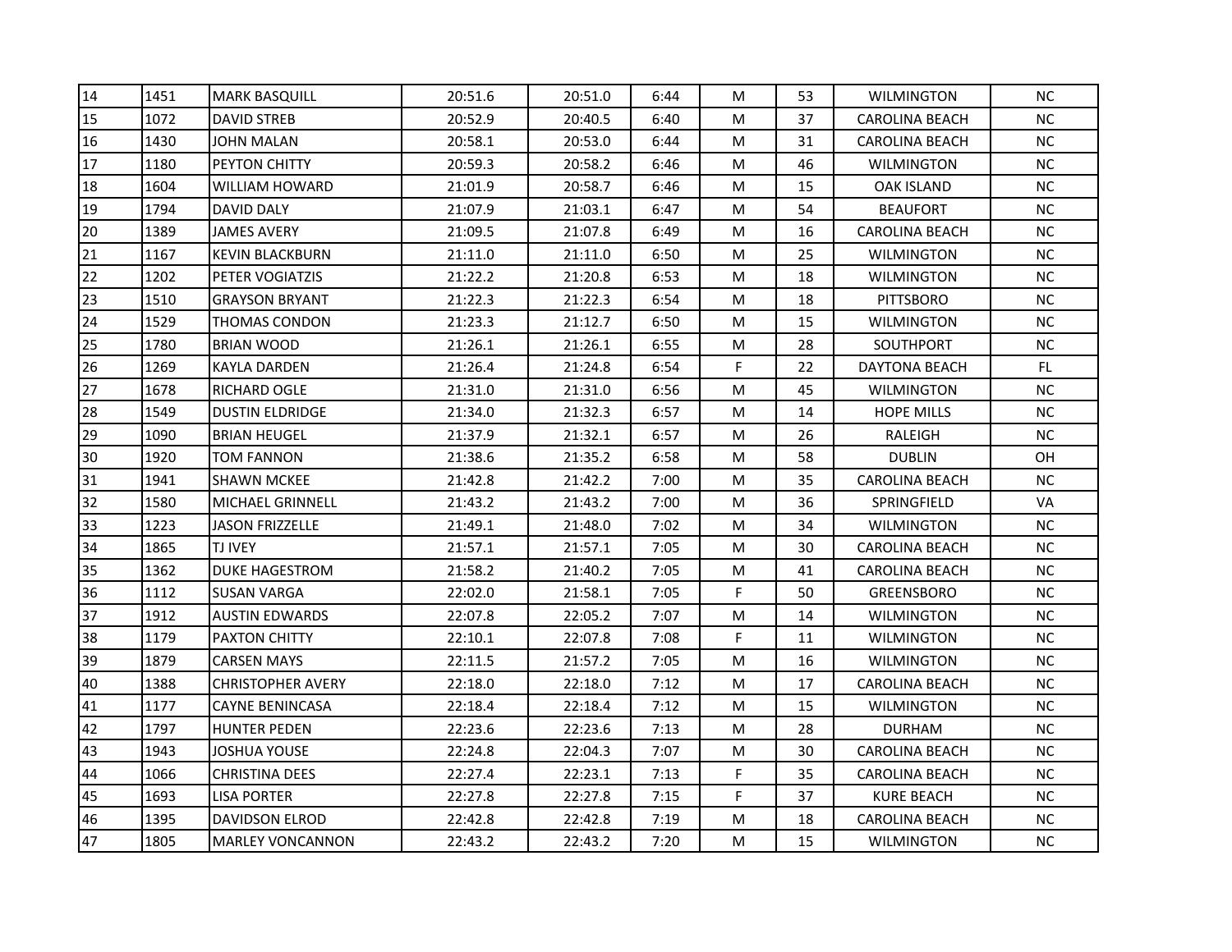| | | | | | | | | | |
|---|---|---|---|---|---|---|---|---|---|
| 14 | 1451 | MARK BASQUILL | 20:51.6 | 20:51.0 | 6:44 | M | 53 | WILMINGTON | NC |
| 15 | 1072 | DAVID STREB | 20:52.9 | 20:40.5 | 6:40 | M | 37 | CAROLINA BEACH | NC |
| 16 | 1430 | JOHN MALAN | 20:58.1 | 20:53.0 | 6:44 | M | 31 | CAROLINA BEACH | NC |
| 17 | 1180 | PEYTON CHITTY | 20:59.3 | 20:58.2 | 6:46 | M | 46 | WILMINGTON | NC |
| 18 | 1604 | WILLIAM HOWARD | 21:01.9 | 20:58.7 | 6:46 | M | 15 | OAK ISLAND | NC |
| 19 | 1794 | DAVID DALY | 21:07.9 | 21:03.1 | 6:47 | M | 54 | BEAUFORT | NC |
| 20 | 1389 | JAMES AVERY | 21:09.5 | 21:07.8 | 6:49 | M | 16 | CAROLINA BEACH | NC |
| 21 | 1167 | KEVIN BLACKBURN | 21:11.0 | 21:11.0 | 6:50 | M | 25 | WILMINGTON | NC |
| 22 | 1202 | PETER VOGIATZIS | 21:22.2 | 21:20.8 | 6:53 | M | 18 | WILMINGTON | NC |
| 23 | 1510 | GRAYSON BRYANT | 21:22.3 | 21:22.3 | 6:54 | M | 18 | PITTSBORO | NC |
| 24 | 1529 | THOMAS CONDON | 21:23.3 | 21:12.7 | 6:50 | M | 15 | WILMINGTON | NC |
| 25 | 1780 | BRIAN WOOD | 21:26.1 | 21:26.1 | 6:55 | M | 28 | SOUTHPORT | NC |
| 26 | 1269 | KAYLA DARDEN | 21:26.4 | 21:24.8 | 6:54 | F | 22 | DAYTONA BEACH | FL |
| 27 | 1678 | RICHARD OGLE | 21:31.0 | 21:31.0 | 6:56 | M | 45 | WILMINGTON | NC |
| 28 | 1549 | DUSTIN ELDRIDGE | 21:34.0 | 21:32.3 | 6:57 | M | 14 | HOPE MILLS | NC |
| 29 | 1090 | BRIAN HEUGEL | 21:37.9 | 21:32.1 | 6:57 | M | 26 | RALEIGH | NC |
| 30 | 1920 | TOM FANNON | 21:38.6 | 21:35.2 | 6:58 | M | 58 | DUBLIN | OH |
| 31 | 1941 | SHAWN MCKEE | 21:42.8 | 21:42.2 | 7:00 | M | 35 | CAROLINA BEACH | NC |
| 32 | 1580 | MICHAEL GRINNELL | 21:43.2 | 21:43.2 | 7:00 | M | 36 | SPRINGFIELD | VA |
| 33 | 1223 | JASON FRIZZELLE | 21:49.1 | 21:48.0 | 7:02 | M | 34 | WILMINGTON | NC |
| 34 | 1865 | TJ IVEY | 21:57.1 | 21:57.1 | 7:05 | M | 30 | CAROLINA BEACH | NC |
| 35 | 1362 | DUKE HAGESTROM | 21:58.2 | 21:40.2 | 7:05 | M | 41 | CAROLINA BEACH | NC |
| 36 | 1112 | SUSAN VARGA | 22:02.0 | 21:58.1 | 7:05 | F | 50 | GREENSBORO | NC |
| 37 | 1912 | AUSTIN EDWARDS | 22:07.8 | 22:05.2 | 7:07 | M | 14 | WILMINGTON | NC |
| 38 | 1179 | PAXTON CHITTY | 22:10.1 | 22:07.8 | 7:08 | F | 11 | WILMINGTON | NC |
| 39 | 1879 | CARSEN MAYS | 22:11.5 | 21:57.2 | 7:05 | M | 16 | WILMINGTON | NC |
| 40 | 1388 | CHRISTOPHER AVERY | 22:18.0 | 22:18.0 | 7:12 | M | 17 | CAROLINA BEACH | NC |
| 41 | 1177 | CAYNE BENINCASA | 22:18.4 | 22:18.4 | 7:12 | M | 15 | WILMINGTON | NC |
| 42 | 1797 | HUNTER PEDEN | 22:23.6 | 22:23.6 | 7:13 | M | 28 | DURHAM | NC |
| 43 | 1943 | JOSHUA YOUSE | 22:24.8 | 22:04.3 | 7:07 | M | 30 | CAROLINA BEACH | NC |
| 44 | 1066 | CHRISTINA DEES | 22:27.4 | 22:23.1 | 7:13 | F | 35 | CAROLINA BEACH | NC |
| 45 | 1693 | LISA PORTER | 22:27.8 | 22:27.8 | 7:15 | F | 37 | KURE BEACH | NC |
| 46 | 1395 | DAVIDSON ELROD | 22:42.8 | 22:42.8 | 7:19 | M | 18 | CAROLINA BEACH | NC |
| 47 | 1805 | MARLEY VONCANNON | 22:43.2 | 22:43.2 | 7:20 | M | 15 | WILMINGTON | NC |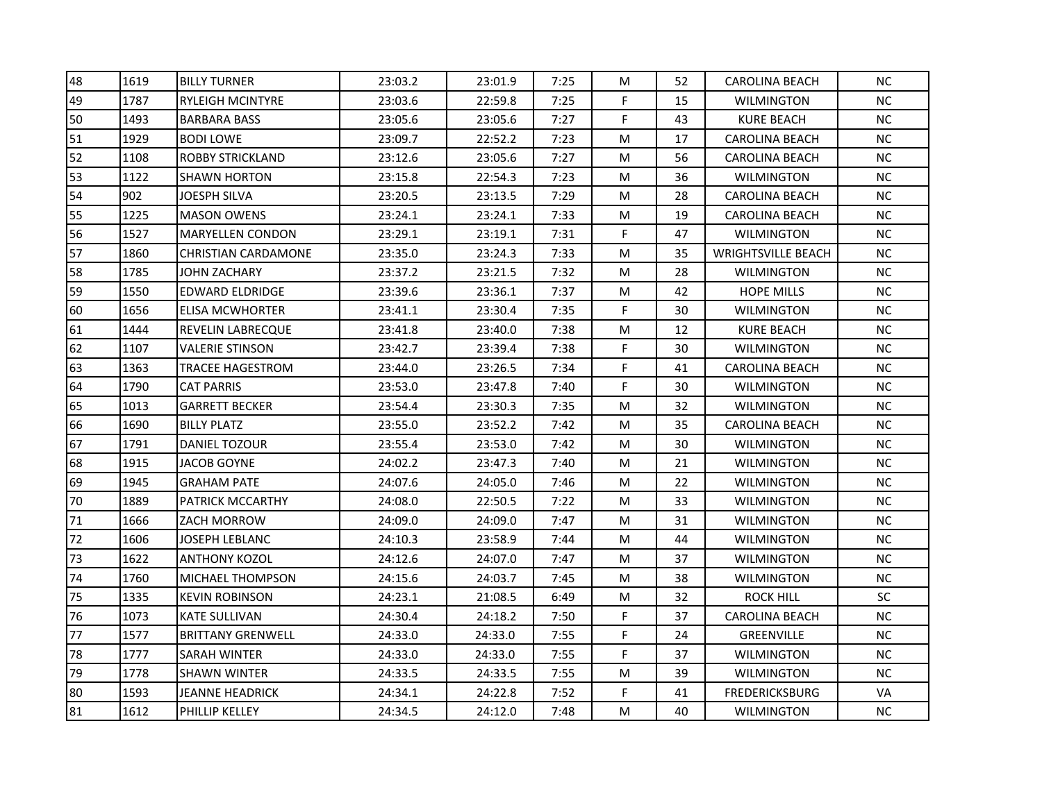| | | | | | | | | | |
|---|---|---|---|---|---|---|---|---|---|
| 48 | 1619 | BILLY TURNER | 23:03.2 | 23:01.9 | 7:25 | M | 52 | CAROLINA BEACH | NC |
| 49 | 1787 | RYLEIGH MCINTYRE | 23:03.6 | 22:59.8 | 7:25 | F | 15 | WILMINGTON | NC |
| 50 | 1493 | BARBARA BASS | 23:05.6 | 23:05.6 | 7:27 | F | 43 | KURE BEACH | NC |
| 51 | 1929 | BODI LOWE | 23:09.7 | 22:52.2 | 7:23 | M | 17 | CAROLINA BEACH | NC |
| 52 | 1108 | ROBBY STRICKLAND | 23:12.6 | 23:05.6 | 7:27 | M | 56 | CAROLINA BEACH | NC |
| 53 | 1122 | SHAWN HORTON | 23:15.8 | 22:54.3 | 7:23 | M | 36 | WILMINGTON | NC |
| 54 | 902 | JOESPH SILVA | 23:20.5 | 23:13.5 | 7:29 | M | 28 | CAROLINA BEACH | NC |
| 55 | 1225 | MASON OWENS | 23:24.1 | 23:24.1 | 7:33 | M | 19 | CAROLINA BEACH | NC |
| 56 | 1527 | MARYELLEN CONDON | 23:29.1 | 23:19.1 | 7:31 | F | 47 | WILMINGTON | NC |
| 57 | 1860 | CHRISTIAN CARDAMONE | 23:35.0 | 23:24.3 | 7:33 | M | 35 | WRIGHTSVILLE BEACH | NC |
| 58 | 1785 | JOHN ZACHARY | 23:37.2 | 23:21.5 | 7:32 | M | 28 | WILMINGTON | NC |
| 59 | 1550 | EDWARD ELDRIDGE | 23:39.6 | 23:36.1 | 7:37 | M | 42 | HOPE MILLS | NC |
| 60 | 1656 | ELISA MCWHORTER | 23:41.1 | 23:30.4 | 7:35 | F | 30 | WILMINGTON | NC |
| 61 | 1444 | REVELIN LABRECQUE | 23:41.8 | 23:40.0 | 7:38 | M | 12 | KURE BEACH | NC |
| 62 | 1107 | VALERIE STINSON | 23:42.7 | 23:39.4 | 7:38 | F | 30 | WILMINGTON | NC |
| 63 | 1363 | TRACEE HAGESTROM | 23:44.0 | 23:26.5 | 7:34 | F | 41 | CAROLINA BEACH | NC |
| 64 | 1790 | CAT PARRIS | 23:53.0 | 23:47.8 | 7:40 | F | 30 | WILMINGTON | NC |
| 65 | 1013 | GARRETT BECKER | 23:54.4 | 23:30.3 | 7:35 | M | 32 | WILMINGTON | NC |
| 66 | 1690 | BILLY PLATZ | 23:55.0 | 23:52.2 | 7:42 | M | 35 | CAROLINA BEACH | NC |
| 67 | 1791 | DANIEL TOZOUR | 23:55.4 | 23:53.0 | 7:42 | M | 30 | WILMINGTON | NC |
| 68 | 1915 | JACOB GOYNE | 24:02.2 | 23:47.3 | 7:40 | M | 21 | WILMINGTON | NC |
| 69 | 1945 | GRAHAM PATE | 24:07.6 | 24:05.0 | 7:46 | M | 22 | WILMINGTON | NC |
| 70 | 1889 | PATRICK MCCARTHY | 24:08.0 | 22:50.5 | 7:22 | M | 33 | WILMINGTON | NC |
| 71 | 1666 | ZACH MORROW | 24:09.0 | 24:09.0 | 7:47 | M | 31 | WILMINGTON | NC |
| 72 | 1606 | JOSEPH LEBLANC | 24:10.3 | 23:58.9 | 7:44 | M | 44 | WILMINGTON | NC |
| 73 | 1622 | ANTHONY KOZOL | 24:12.6 | 24:07.0 | 7:47 | M | 37 | WILMINGTON | NC |
| 74 | 1760 | MICHAEL THOMPSON | 24:15.6 | 24:03.7 | 7:45 | M | 38 | WILMINGTON | NC |
| 75 | 1335 | KEVIN ROBINSON | 24:23.1 | 21:08.5 | 6:49 | M | 32 | ROCK HILL | SC |
| 76 | 1073 | KATE SULLIVAN | 24:30.4 | 24:18.2 | 7:50 | F | 37 | CAROLINA BEACH | NC |
| 77 | 1577 | BRITTANY GRENWELL | 24:33.0 | 24:33.0 | 7:55 | F | 24 | GREENVILLE | NC |
| 78 | 1777 | SARAH WINTER | 24:33.0 | 24:33.0 | 7:55 | F | 37 | WILMINGTON | NC |
| 79 | 1778 | SHAWN WINTER | 24:33.5 | 24:33.5 | 7:55 | M | 39 | WILMINGTON | NC |
| 80 | 1593 | JEANNE HEADRICK | 24:34.1 | 24:22.8 | 7:52 | F | 41 | FREDERICKSBURG | VA |
| 81 | 1612 | PHILLIP KELLEY | 24:34.5 | 24:12.0 | 7:48 | M | 40 | WILMINGTON | NC |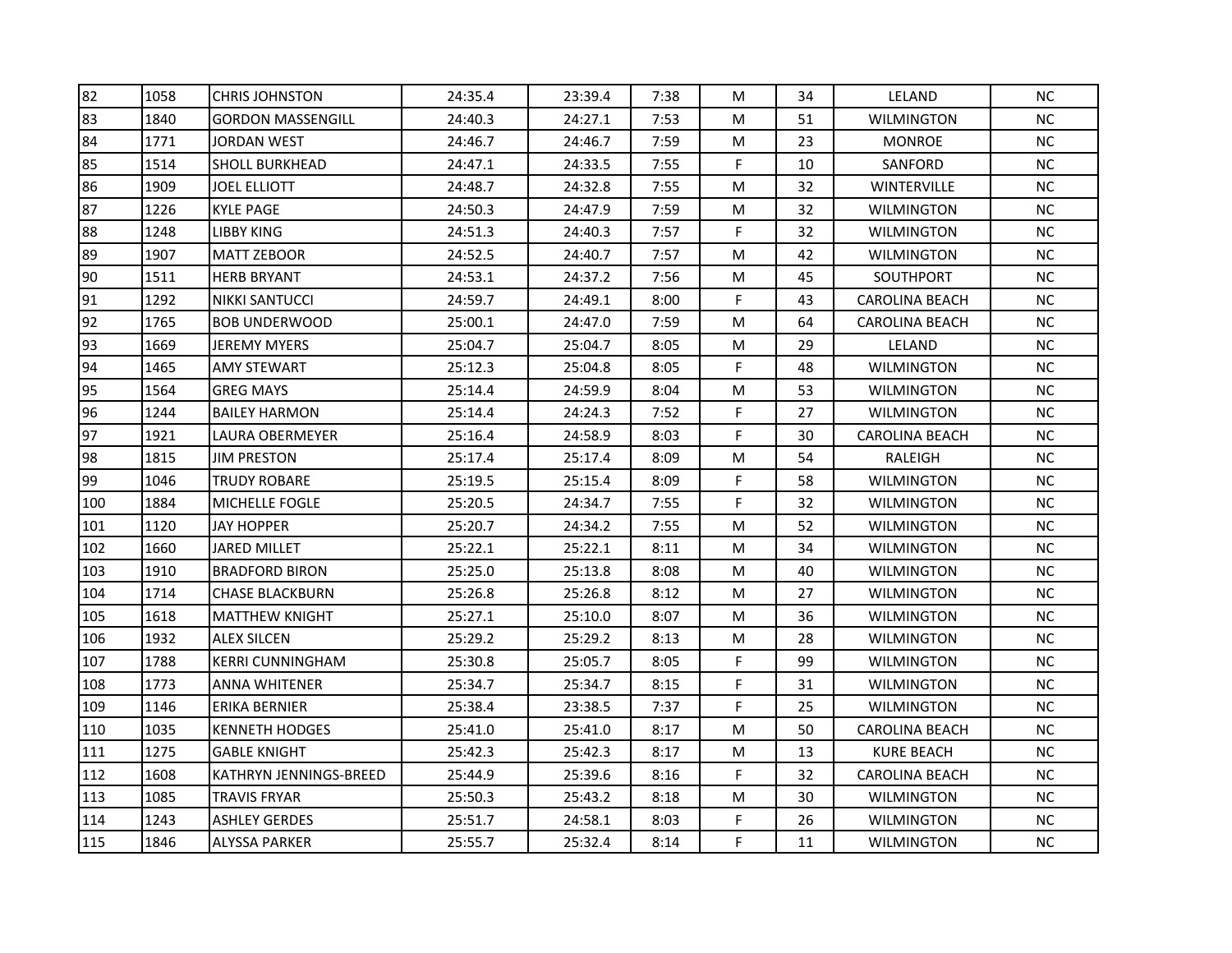| 82 | 1058 | CHRIS JOHNSTON | 24:35.4 | 23:39.4 | 7:38 | M | 34 | LELAND | NC |
|---|---|---|---|---|---|---|---|---|---|
| 83 | 1840 | GORDON MASSENGILL | 24:40.3 | 24:27.1 | 7:53 | M | 51 | WILMINGTON | NC |
| 84 | 1771 | JORDAN WEST | 24:46.7 | 24:46.7 | 7:59 | M | 23 | MONROE | NC |
| 85 | 1514 | SHOLL BURKHEAD | 24:47.1 | 24:33.5 | 7:55 | F | 10 | SANFORD | NC |
| 86 | 1909 | JOEL ELLIOTT | 24:48.7 | 24:32.8 | 7:55 | M | 32 | WINTERVILLE | NC |
| 87 | 1226 | KYLE PAGE | 24:50.3 | 24:47.9 | 7:59 | M | 32 | WILMINGTON | NC |
| 88 | 1248 | LIBBY KING | 24:51.3 | 24:40.3 | 7:57 | F | 32 | WILMINGTON | NC |
| 89 | 1907 | MATT ZEBOOR | 24:52.5 | 24:40.7 | 7:57 | M | 42 | WILMINGTON | NC |
| 90 | 1511 | HERB BRYANT | 24:53.1 | 24:37.2 | 7:56 | M | 45 | SOUTHPORT | NC |
| 91 | 1292 | NIKKI SANTUCCI | 24:59.7 | 24:49.1 | 8:00 | F | 43 | CAROLINA BEACH | NC |
| 92 | 1765 | BOB UNDERWOOD | 25:00.1 | 24:47.0 | 7:59 | M | 64 | CAROLINA BEACH | NC |
| 93 | 1669 | JEREMY MYERS | 25:04.7 | 25:04.7 | 8:05 | M | 29 | LELAND | NC |
| 94 | 1465 | AMY STEWART | 25:12.3 | 25:04.8 | 8:05 | F | 48 | WILMINGTON | NC |
| 95 | 1564 | GREG MAYS | 25:14.4 | 24:59.9 | 8:04 | M | 53 | WILMINGTON | NC |
| 96 | 1244 | BAILEY HARMON | 25:14.4 | 24:24.3 | 7:52 | F | 27 | WILMINGTON | NC |
| 97 | 1921 | LAURA OBERMEYER | 25:16.4 | 24:58.9 | 8:03 | F | 30 | CAROLINA BEACH | NC |
| 98 | 1815 | JIM PRESTON | 25:17.4 | 25:17.4 | 8:09 | M | 54 | RALEIGH | NC |
| 99 | 1046 | TRUDY ROBARE | 25:19.5 | 25:15.4 | 8:09 | F | 58 | WILMINGTON | NC |
| 100 | 1884 | MICHELLE FOGLE | 25:20.5 | 24:34.7 | 7:55 | F | 32 | WILMINGTON | NC |
| 101 | 1120 | JAY HOPPER | 25:20.7 | 24:34.2 | 7:55 | M | 52 | WILMINGTON | NC |
| 102 | 1660 | JARED MILLET | 25:22.1 | 25:22.1 | 8:11 | M | 34 | WILMINGTON | NC |
| 103 | 1910 | BRADFORD BIRON | 25:25.0 | 25:13.8 | 8:08 | M | 40 | WILMINGTON | NC |
| 104 | 1714 | CHASE BLACKBURN | 25:26.8 | 25:26.8 | 8:12 | M | 27 | WILMINGTON | NC |
| 105 | 1618 | MATTHEW KNIGHT | 25:27.1 | 25:10.0 | 8:07 | M | 36 | WILMINGTON | NC |
| 106 | 1932 | ALEX SILCEN | 25:29.2 | 25:29.2 | 8:13 | M | 28 | WILMINGTON | NC |
| 107 | 1788 | KERRI CUNNINGHAM | 25:30.8 | 25:05.7 | 8:05 | F | 99 | WILMINGTON | NC |
| 108 | 1773 | ANNA WHITENER | 25:34.7 | 25:34.7 | 8:15 | F | 31 | WILMINGTON | NC |
| 109 | 1146 | ERIKA BERNIER | 25:38.4 | 23:38.5 | 7:37 | F | 25 | WILMINGTON | NC |
| 110 | 1035 | KENNETH HODGES | 25:41.0 | 25:41.0 | 8:17 | M | 50 | CAROLINA BEACH | NC |
| 111 | 1275 | GABLE KNIGHT | 25:42.3 | 25:42.3 | 8:17 | M | 13 | KURE BEACH | NC |
| 112 | 1608 | KATHRYN JENNINGS-BREED | 25:44.9 | 25:39.6 | 8:16 | F | 32 | CAROLINA BEACH | NC |
| 113 | 1085 | TRAVIS FRYAR | 25:50.3 | 25:43.2 | 8:18 | M | 30 | WILMINGTON | NC |
| 114 | 1243 | ASHLEY GERDES | 25:51.7 | 24:58.1 | 8:03 | F | 26 | WILMINGTON | NC |
| 115 | 1846 | ALYSSA PARKER | 25:55.7 | 25:32.4 | 8:14 | F | 11 | WILMINGTON | NC |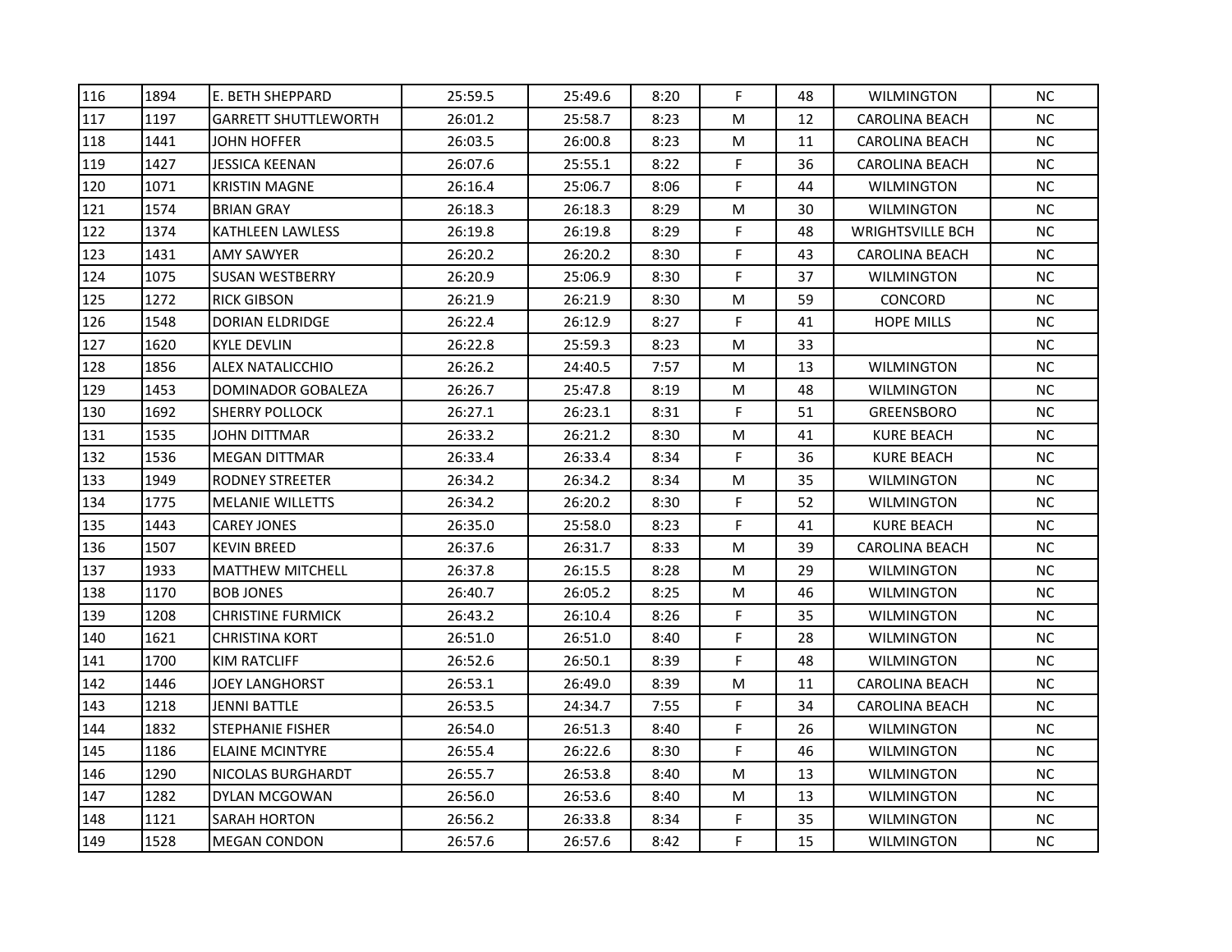| | | | | | | | | | |
|---|---|---|---|---|---|---|---|---|---|
| 116 | 1894 | E. BETH SHEPPARD | 25:59.5 | 25:49.6 | 8:20 | F | 48 | WILMINGTON | NC |
| 117 | 1197 | GARRETT SHUTTLEWORTH | 26:01.2 | 25:58.7 | 8:23 | M | 12 | CAROLINA BEACH | NC |
| 118 | 1441 | JOHN HOFFER | 26:03.5 | 26:00.8 | 8:23 | M | 11 | CAROLINA BEACH | NC |
| 119 | 1427 | JESSICA KEENAN | 26:07.6 | 25:55.1 | 8:22 | F | 36 | CAROLINA BEACH | NC |
| 120 | 1071 | KRISTIN MAGNE | 26:16.4 | 25:06.7 | 8:06 | F | 44 | WILMINGTON | NC |
| 121 | 1574 | BRIAN GRAY | 26:18.3 | 26:18.3 | 8:29 | M | 30 | WILMINGTON | NC |
| 122 | 1374 | KATHLEEN LAWLESS | 26:19.8 | 26:19.8 | 8:29 | F | 48 | WRIGHTSVILLE BCH | NC |
| 123 | 1431 | AMY SAWYER | 26:20.2 | 26:20.2 | 8:30 | F | 43 | CAROLINA BEACH | NC |
| 124 | 1075 | SUSAN WESTBERRY | 26:20.9 | 25:06.9 | 8:30 | F | 37 | WILMINGTON | NC |
| 125 | 1272 | RICK GIBSON | 26:21.9 | 26:21.9 | 8:30 | M | 59 | CONCORD | NC |
| 126 | 1548 | DORIAN ELDRIDGE | 26:22.4 | 26:12.9 | 8:27 | F | 41 | HOPE MILLS | NC |
| 127 | 1620 | KYLE DEVLIN | 26:22.8 | 25:59.3 | 8:23 | M | 33 | | NC |
| 128 | 1856 | ALEX NATALICCHIO | 26:26.2 | 24:40.5 | 7:57 | M | 13 | WILMINGTON | NC |
| 129 | 1453 | DOMINADOR GOBALEZA | 26:26.7 | 25:47.8 | 8:19 | M | 48 | WILMINGTON | NC |
| 130 | 1692 | SHERRY POLLOCK | 26:27.1 | 26:23.1 | 8:31 | F | 51 | GREENSBORO | NC |
| 131 | 1535 | JOHN DITTMAR | 26:33.2 | 26:21.2 | 8:30 | M | 41 | KURE BEACH | NC |
| 132 | 1536 | MEGAN DITTMAR | 26:33.4 | 26:33.4 | 8:34 | F | 36 | KURE BEACH | NC |
| 133 | 1949 | RODNEY STREETER | 26:34.2 | 26:34.2 | 8:34 | M | 35 | WILMINGTON | NC |
| 134 | 1775 | MELANIE WILLETTS | 26:34.2 | 26:20.2 | 8:30 | F | 52 | WILMINGTON | NC |
| 135 | 1443 | CAREY JONES | 26:35.0 | 25:58.0 | 8:23 | F | 41 | KURE BEACH | NC |
| 136 | 1507 | KEVIN BREED | 26:37.6 | 26:31.7 | 8:33 | M | 39 | CAROLINA BEACH | NC |
| 137 | 1933 | MATTHEW MITCHELL | 26:37.8 | 26:15.5 | 8:28 | M | 29 | WILMINGTON | NC |
| 138 | 1170 | BOB JONES | 26:40.7 | 26:05.2 | 8:25 | M | 46 | WILMINGTON | NC |
| 139 | 1208 | CHRISTINE FURMICK | 26:43.2 | 26:10.4 | 8:26 | F | 35 | WILMINGTON | NC |
| 140 | 1621 | CHRISTINA KORT | 26:51.0 | 26:51.0 | 8:40 | F | 28 | WILMINGTON | NC |
| 141 | 1700 | KIM RATCLIFF | 26:52.6 | 26:50.1 | 8:39 | F | 48 | WILMINGTON | NC |
| 142 | 1446 | JOEY LANGHORST | 26:53.1 | 26:49.0 | 8:39 | M | 11 | CAROLINA BEACH | NC |
| 143 | 1218 | JENNI BATTLE | 26:53.5 | 24:34.7 | 7:55 | F | 34 | CAROLINA BEACH | NC |
| 144 | 1832 | STEPHANIE FISHER | 26:54.0 | 26:51.3 | 8:40 | F | 26 | WILMINGTON | NC |
| 145 | 1186 | ELAINE MCINTYRE | 26:55.4 | 26:22.6 | 8:30 | F | 46 | WILMINGTON | NC |
| 146 | 1290 | NICOLAS BURGHARDT | 26:55.7 | 26:53.8 | 8:40 | M | 13 | WILMINGTON | NC |
| 147 | 1282 | DYLAN MCGOWAN | 26:56.0 | 26:53.6 | 8:40 | M | 13 | WILMINGTON | NC |
| 148 | 1121 | SARAH HORTON | 26:56.2 | 26:33.8 | 8:34 | F | 35 | WILMINGTON | NC |
| 149 | 1528 | MEGAN CONDON | 26:57.6 | 26:57.6 | 8:42 | F | 15 | WILMINGTON | NC |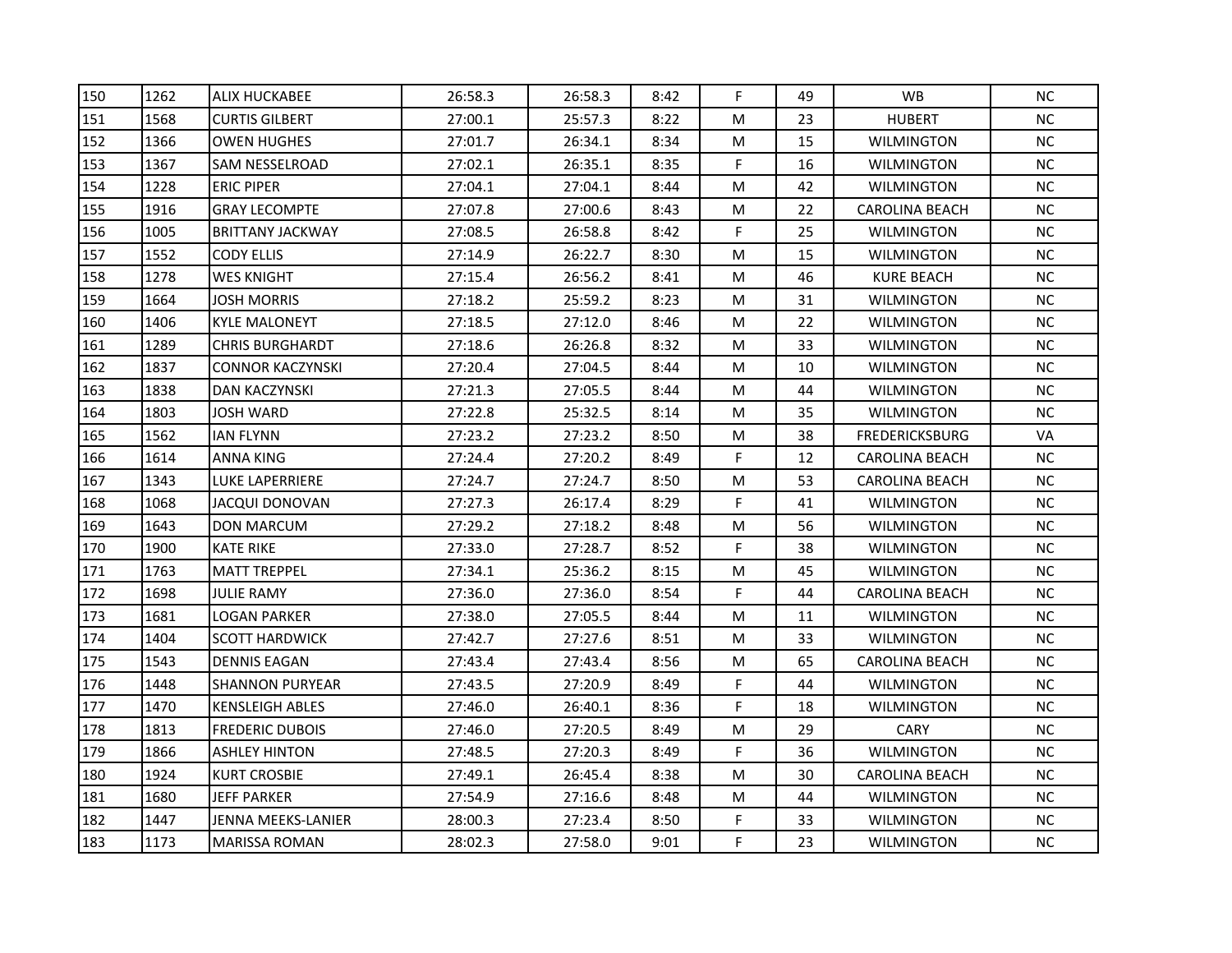| | | | | | | | | | |
|---|---|---|---|---|---|---|---|---|---|
| 150 | 1262 | ALIX HUCKABEE | 26:58.3 | 26:58.3 | 8:42 | F | 49 | WB | NC |
| 151 | 1568 | CURTIS GILBERT | 27:00.1 | 25:57.3 | 8:22 | M | 23 | HUBERT | NC |
| 152 | 1366 | OWEN HUGHES | 27:01.7 | 26:34.1 | 8:34 | M | 15 | WILMINGTON | NC |
| 153 | 1367 | SAM NESSELROAD | 27:02.1 | 26:35.1 | 8:35 | F | 16 | WILMINGTON | NC |
| 154 | 1228 | ERIC PIPER | 27:04.1 | 27:04.1 | 8:44 | M | 42 | WILMINGTON | NC |
| 155 | 1916 | GRAY LECOMPTE | 27:07.8 | 27:00.6 | 8:43 | M | 22 | CAROLINA BEACH | NC |
| 156 | 1005 | BRITTANY JACKWAY | 27:08.5 | 26:58.8 | 8:42 | F | 25 | WILMINGTON | NC |
| 157 | 1552 | CODY ELLIS | 27:14.9 | 26:22.7 | 8:30 | M | 15 | WILMINGTON | NC |
| 158 | 1278 | WES KNIGHT | 27:15.4 | 26:56.2 | 8:41 | M | 46 | KURE BEACH | NC |
| 159 | 1664 | JOSH MORRIS | 27:18.2 | 25:59.2 | 8:23 | M | 31 | WILMINGTON | NC |
| 160 | 1406 | KYLE MALONEYT | 27:18.5 | 27:12.0 | 8:46 | M | 22 | WILMINGTON | NC |
| 161 | 1289 | CHRIS BURGHARDT | 27:18.6 | 26:26.8 | 8:32 | M | 33 | WILMINGTON | NC |
| 162 | 1837 | CONNOR KACZYNSKI | 27:20.4 | 27:04.5 | 8:44 | M | 10 | WILMINGTON | NC |
| 163 | 1838 | DAN KACZYNSKI | 27:21.3 | 27:05.5 | 8:44 | M | 44 | WILMINGTON | NC |
| 164 | 1803 | JOSH WARD | 27:22.8 | 25:32.5 | 8:14 | M | 35 | WILMINGTON | NC |
| 165 | 1562 | IAN FLYNN | 27:23.2 | 27:23.2 | 8:50 | M | 38 | FREDERICKSBURG | VA |
| 166 | 1614 | ANNA KING | 27:24.4 | 27:20.2 | 8:49 | F | 12 | CAROLINA BEACH | NC |
| 167 | 1343 | LUKE LAPERRIERE | 27:24.7 | 27:24.7 | 8:50 | M | 53 | CAROLINA BEACH | NC |
| 168 | 1068 | JACQUI DONOVAN | 27:27.3 | 26:17.4 | 8:29 | F | 41 | WILMINGTON | NC |
| 169 | 1643 | DON MARCUM | 27:29.2 | 27:18.2 | 8:48 | M | 56 | WILMINGTON | NC |
| 170 | 1900 | KATE RIKE | 27:33.0 | 27:28.7 | 8:52 | F | 38 | WILMINGTON | NC |
| 171 | 1763 | MATT TREPPEL | 27:34.1 | 25:36.2 | 8:15 | M | 45 | WILMINGTON | NC |
| 172 | 1698 | JULIE RAMY | 27:36.0 | 27:36.0 | 8:54 | F | 44 | CAROLINA BEACH | NC |
| 173 | 1681 | LOGAN PARKER | 27:38.0 | 27:05.5 | 8:44 | M | 11 | WILMINGTON | NC |
| 174 | 1404 | SCOTT HARDWICK | 27:42.7 | 27:27.6 | 8:51 | M | 33 | WILMINGTON | NC |
| 175 | 1543 | DENNIS EAGAN | 27:43.4 | 27:43.4 | 8:56 | M | 65 | CAROLINA BEACH | NC |
| 176 | 1448 | SHANNON PURYEAR | 27:43.5 | 27:20.9 | 8:49 | F | 44 | WILMINGTON | NC |
| 177 | 1470 | KENSLEIGH ABLES | 27:46.0 | 26:40.1 | 8:36 | F | 18 | WILMINGTON | NC |
| 178 | 1813 | FREDERIC DUBOIS | 27:46.0 | 27:20.5 | 8:49 | M | 29 | CARY | NC |
| 179 | 1866 | ASHLEY HINTON | 27:48.5 | 27:20.3 | 8:49 | F | 36 | WILMINGTON | NC |
| 180 | 1924 | KURT CROSBIE | 27:49.1 | 26:45.4 | 8:38 | M | 30 | CAROLINA BEACH | NC |
| 181 | 1680 | JEFF PARKER | 27:54.9 | 27:16.6 | 8:48 | M | 44 | WILMINGTON | NC |
| 182 | 1447 | JENNA MEEKS-LANIER | 28:00.3 | 27:23.4 | 8:50 | F | 33 | WILMINGTON | NC |
| 183 | 1173 | MARISSA ROMAN | 28:02.3 | 27:58.0 | 9:01 | F | 23 | WILMINGTON | NC |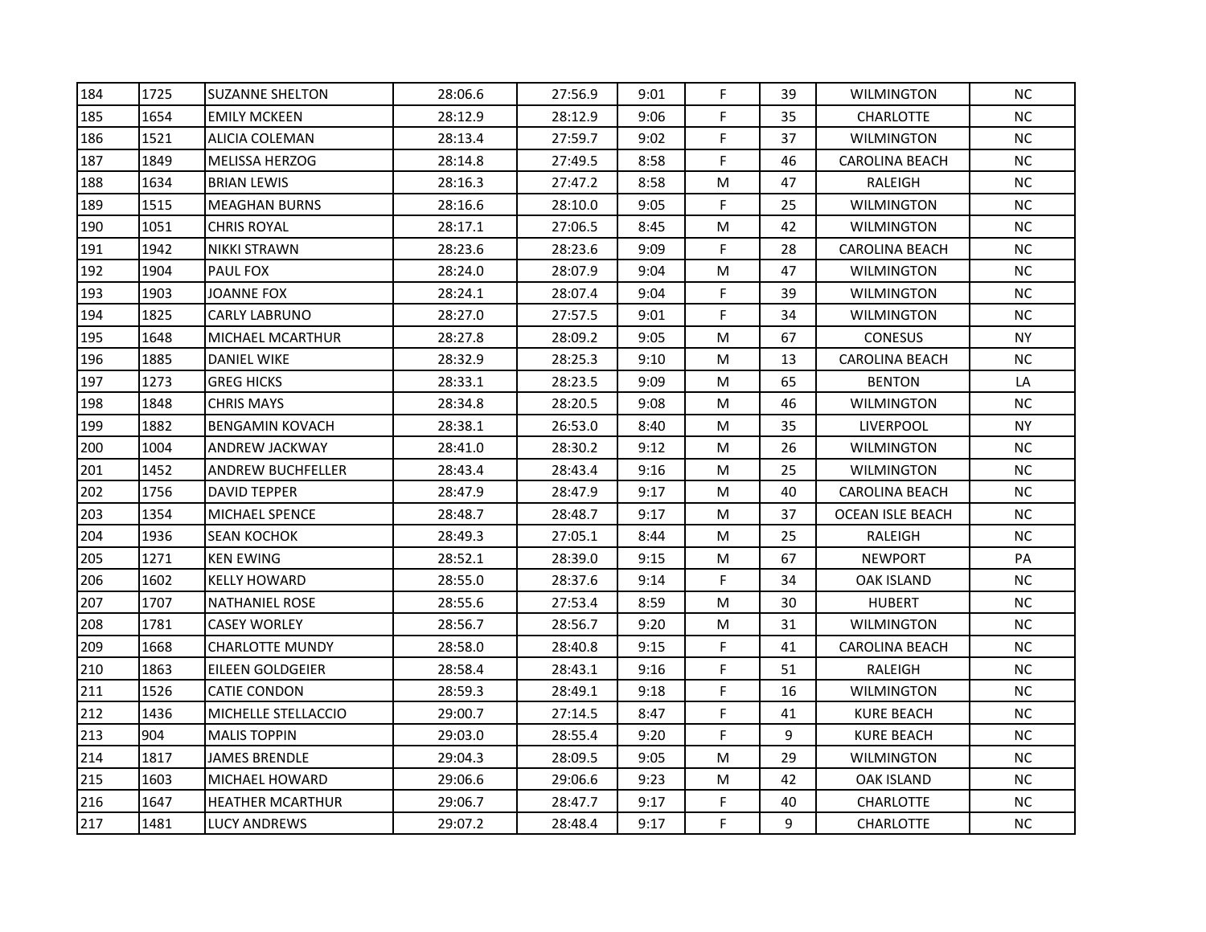| | | | | | | | | | | |
|---|---|---|---|---|---|---|---|---|---|---|
| 184 | 1725 | SUZANNE SHELTON | 28:06.6 | 27:56.9 | 9:01 | F | 39 | WILMINGTON | NC |
| 185 | 1654 | EMILY MCKEEN | 28:12.9 | 28:12.9 | 9:06 | F | 35 | CHARLOTTE | NC |
| 186 | 1521 | ALICIA COLEMAN | 28:13.4 | 27:59.7 | 9:02 | F | 37 | WILMINGTON | NC |
| 187 | 1849 | MELISSA HERZOG | 28:14.8 | 27:49.5 | 8:58 | F | 46 | CAROLINA BEACH | NC |
| 188 | 1634 | BRIAN LEWIS | 28:16.3 | 27:47.2 | 8:58 | M | 47 | RALEIGH | NC |
| 189 | 1515 | MEAGHAN BURNS | 28:16.6 | 28:10.0 | 9:05 | F | 25 | WILMINGTON | NC |
| 190 | 1051 | CHRIS ROYAL | 28:17.1 | 27:06.5 | 8:45 | M | 42 | WILMINGTON | NC |
| 191 | 1942 | NIKKI STRAWN | 28:23.6 | 28:23.6 | 9:09 | F | 28 | CAROLINA BEACH | NC |
| 192 | 1904 | PAUL FOX | 28:24.0 | 28:07.9 | 9:04 | M | 47 | WILMINGTON | NC |
| 193 | 1903 | JOANNE FOX | 28:24.1 | 28:07.4 | 9:04 | F | 39 | WILMINGTON | NC |
| 194 | 1825 | CARLY LABRUNO | 28:27.0 | 27:57.5 | 9:01 | F | 34 | WILMINGTON | NC |
| 195 | 1648 | MICHAEL MCARTHUR | 28:27.8 | 28:09.2 | 9:05 | M | 67 | CONESUS | NY |
| 196 | 1885 | DANIEL WIKE | 28:32.9 | 28:25.3 | 9:10 | M | 13 | CAROLINA BEACH | NC |
| 197 | 1273 | GREG HICKS | 28:33.1 | 28:23.5 | 9:09 | M | 65 | BENTON | LA |
| 198 | 1848 | CHRIS MAYS | 28:34.8 | 28:20.5 | 9:08 | M | 46 | WILMINGTON | NC |
| 199 | 1882 | BENGAMIN KOVACH | 28:38.1 | 26:53.0 | 8:40 | M | 35 | LIVERPOOL | NY |
| 200 | 1004 | ANDREW JACKWAY | 28:41.0 | 28:30.2 | 9:12 | M | 26 | WILMINGTON | NC |
| 201 | 1452 | ANDREW BUCHFELLER | 28:43.4 | 28:43.4 | 9:16 | M | 25 | WILMINGTON | NC |
| 202 | 1756 | DAVID TEPPER | 28:47.9 | 28:47.9 | 9:17 | M | 40 | CAROLINA BEACH | NC |
| 203 | 1354 | MICHAEL SPENCE | 28:48.7 | 28:48.7 | 9:17 | M | 37 | OCEAN ISLE BEACH | NC |
| 204 | 1936 | SEAN KOCHOK | 28:49.3 | 27:05.1 | 8:44 | M | 25 | RALEIGH | NC |
| 205 | 1271 | KEN EWING | 28:52.1 | 28:39.0 | 9:15 | M | 67 | NEWPORT | PA |
| 206 | 1602 | KELLY HOWARD | 28:55.0 | 28:37.6 | 9:14 | F | 34 | OAK ISLAND | NC |
| 207 | 1707 | NATHANIEL ROSE | 28:55.6 | 27:53.4 | 8:59 | M | 30 | HUBERT | NC |
| 208 | 1781 | CASEY WORLEY | 28:56.7 | 28:56.7 | 9:20 | M | 31 | WILMINGTON | NC |
| 209 | 1668 | CHARLOTTE MUNDY | 28:58.0 | 28:40.8 | 9:15 | F | 41 | CAROLINA BEACH | NC |
| 210 | 1863 | EILEEN GOLDGEIER | 28:58.4 | 28:43.1 | 9:16 | F | 51 | RALEIGH | NC |
| 211 | 1526 | CATIE CONDON | 28:59.3 | 28:49.1 | 9:18 | F | 16 | WILMINGTON | NC |
| 212 | 1436 | MICHELLE STELLACCIO | 29:00.7 | 27:14.5 | 8:47 | F | 41 | KURE BEACH | NC |
| 213 | 904 | MALIS TOPPIN | 29:03.0 | 28:55.4 | 9:20 | F | 9 | KURE BEACH | NC |
| 214 | 1817 | JAMES BRENDLE | 29:04.3 | 28:09.5 | 9:05 | M | 29 | WILMINGTON | NC |
| 215 | 1603 | MICHAEL HOWARD | 29:06.6 | 29:06.6 | 9:23 | M | 42 | OAK ISLAND | NC |
| 216 | 1647 | HEATHER MCARTHUR | 29:06.7 | 28:47.7 | 9:17 | F | 40 | CHARLOTTE | NC |
| 217 | 1481 | LUCY ANDREWS | 29:07.2 | 28:48.4 | 9:17 | F | 9 | CHARLOTTE | NC |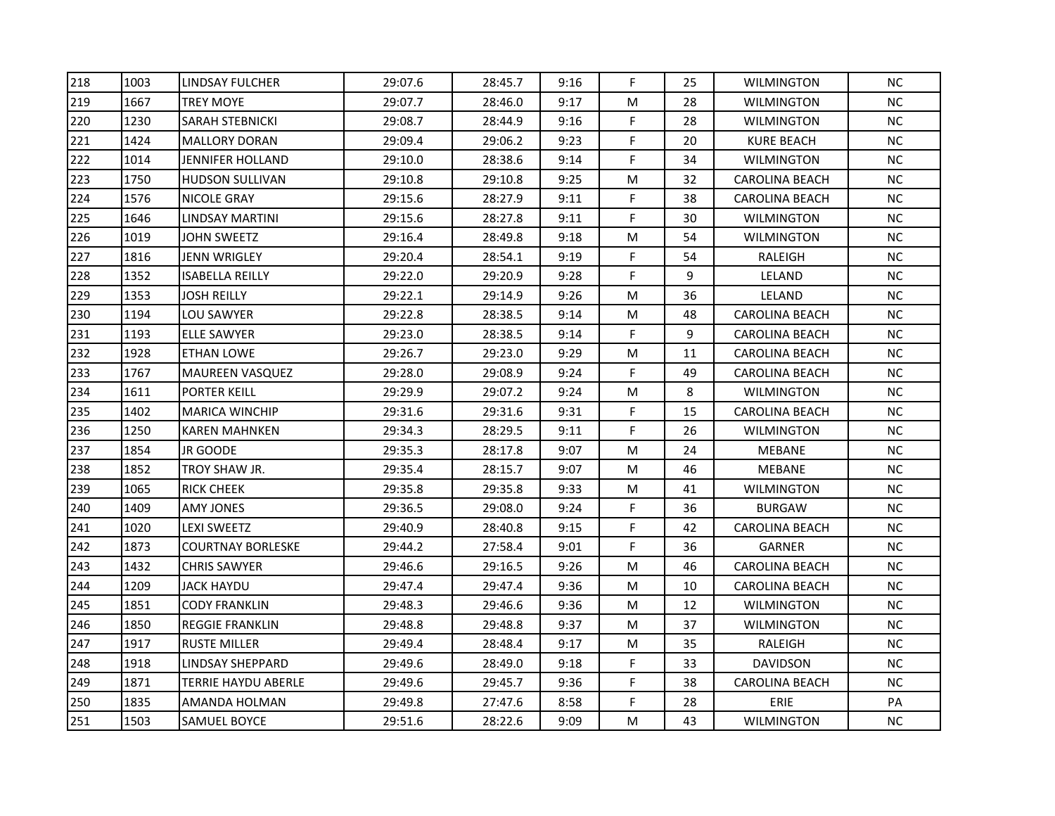| 218 | 1003 | LINDSAY FULCHER | 29:07.6 | 28:45.7 | 9:16 | F | 25 | WILMINGTON | NC |
|---|---|---|---|---|---|---|---|---|---|
| 219 | 1667 | TREY MOYE | 29:07.7 | 28:46.0 | 9:17 | M | 28 | WILMINGTON | NC |
| 220 | 1230 | SARAH STEBNICKI | 29:08.7 | 28:44.9 | 9:16 | F | 28 | WILMINGTON | NC |
| 221 | 1424 | MALLORY DORAN | 29:09.4 | 29:06.2 | 9:23 | F | 20 | KURE BEACH | NC |
| 222 | 1014 | JENNIFER HOLLAND | 29:10.0 | 28:38.6 | 9:14 | F | 34 | WILMINGTON | NC |
| 223 | 1750 | HUDSON SULLIVAN | 29:10.8 | 29:10.8 | 9:25 | M | 32 | CAROLINA BEACH | NC |
| 224 | 1576 | NICOLE GRAY | 29:15.6 | 28:27.9 | 9:11 | F | 38 | CAROLINA BEACH | NC |
| 225 | 1646 | LINDSAY MARTINI | 29:15.6 | 28:27.8 | 9:11 | F | 30 | WILMINGTON | NC |
| 226 | 1019 | JOHN SWEETZ | 29:16.4 | 28:49.8 | 9:18 | M | 54 | WILMINGTON | NC |
| 227 | 1816 | JENN WRIGLEY | 29:20.4 | 28:54.1 | 9:19 | F | 54 | RALEIGH | NC |
| 228 | 1352 | ISABELLA REILLY | 29:22.0 | 29:20.9 | 9:28 | F | 9 | LELAND | NC |
| 229 | 1353 | JOSH REILLY | 29:22.1 | 29:14.9 | 9:26 | M | 36 | LELAND | NC |
| 230 | 1194 | LOU SAWYER | 29:22.8 | 28:38.5 | 9:14 | M | 48 | CAROLINA BEACH | NC |
| 231 | 1193 | ELLE SAWYER | 29:23.0 | 28:38.5 | 9:14 | F | 9 | CAROLINA BEACH | NC |
| 232 | 1928 | ETHAN LOWE | 29:26.7 | 29:23.0 | 9:29 | M | 11 | CAROLINA BEACH | NC |
| 233 | 1767 | MAUREEN VASQUEZ | 29:28.0 | 29:08.9 | 9:24 | F | 49 | CAROLINA BEACH | NC |
| 234 | 1611 | PORTER KEILL | 29:29.9 | 29:07.2 | 9:24 | M | 8 | WILMINGTON | NC |
| 235 | 1402 | MARICA WINCHIP | 29:31.6 | 29:31.6 | 9:31 | F | 15 | CAROLINA BEACH | NC |
| 236 | 1250 | KAREN MAHNKEN | 29:34.3 | 28:29.5 | 9:11 | F | 26 | WILMINGTON | NC |
| 237 | 1854 | JR GOODE | 29:35.3 | 28:17.8 | 9:07 | M | 24 | MEBANE | NC |
| 238 | 1852 | TROY SHAW JR. | 29:35.4 | 28:15.7 | 9:07 | M | 46 | MEBANE | NC |
| 239 | 1065 | RICK CHEEK | 29:35.8 | 29:35.8 | 9:33 | M | 41 | WILMINGTON | NC |
| 240 | 1409 | AMY JONES | 29:36.5 | 29:08.0 | 9:24 | F | 36 | BURGAW | NC |
| 241 | 1020 | LEXI SWEETZ | 29:40.9 | 28:40.8 | 9:15 | F | 42 | CAROLINA BEACH | NC |
| 242 | 1873 | COURTNAY BORLESKE | 29:44.2 | 27:58.4 | 9:01 | F | 36 | GARNER | NC |
| 243 | 1432 | CHRIS SAWYER | 29:46.6 | 29:16.5 | 9:26 | M | 46 | CAROLINA BEACH | NC |
| 244 | 1209 | JACK HAYDU | 29:47.4 | 29:47.4 | 9:36 | M | 10 | CAROLINA BEACH | NC |
| 245 | 1851 | CODY FRANKLIN | 29:48.3 | 29:46.6 | 9:36 | M | 12 | WILMINGTON | NC |
| 246 | 1850 | REGGIE FRANKLIN | 29:48.8 | 29:48.8 | 9:37 | M | 37 | WILMINGTON | NC |
| 247 | 1917 | RUSTE MILLER | 29:49.4 | 28:48.4 | 9:17 | M | 35 | RALEIGH | NC |
| 248 | 1918 | LINDSAY SHEPPARD | 29:49.6 | 28:49.0 | 9:18 | F | 33 | DAVIDSON | NC |
| 249 | 1871 | TERRIE HAYDU ABERLE | 29:49.6 | 29:45.7 | 9:36 | F | 38 | CAROLINA BEACH | NC |
| 250 | 1835 | AMANDA HOLMAN | 29:49.8 | 27:47.6 | 8:58 | F | 28 | ERIE | PA |
| 251 | 1503 | SAMUEL BOYCE | 29:51.6 | 28:22.6 | 9:09 | M | 43 | WILMINGTON | NC |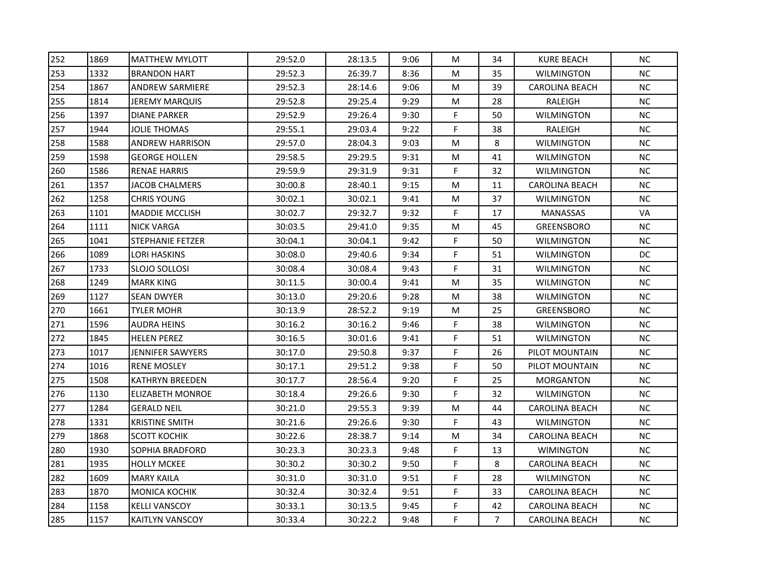| | | | | | | | | | |
|---|---|---|---|---|---|---|---|---|---|
| 252 | 1869 | MATTHEW MYLOTT | 29:52.0 | 28:13.5 | 9:06 | M | 34 | KURE BEACH | NC |
| 253 | 1332 | BRANDON HART | 29:52.3 | 26:39.7 | 8:36 | M | 35 | WILMINGTON | NC |
| 254 | 1867 | ANDREW SARMIERE | 29:52.3 | 28:14.6 | 9:06 | M | 39 | CAROLINA BEACH | NC |
| 255 | 1814 | JEREMY MARQUIS | 29:52.8 | 29:25.4 | 9:29 | M | 28 | RALEIGH | NC |
| 256 | 1397 | DIANE PARKER | 29:52.9 | 29:26.4 | 9:30 | F | 50 | WILMINGTON | NC |
| 257 | 1944 | JOLIE THOMAS | 29:55.1 | 29:03.4 | 9:22 | F | 38 | RALEIGH | NC |
| 258 | 1588 | ANDREW HARRISON | 29:57.0 | 28:04.3 | 9:03 | M | 8 | WILMINGTON | NC |
| 259 | 1598 | GEORGE HOLLEN | 29:58.5 | 29:29.5 | 9:31 | M | 41 | WILMINGTON | NC |
| 260 | 1586 | RENAE HARRIS | 29:59.9 | 29:31.9 | 9:31 | F | 32 | WILMINGTON | NC |
| 261 | 1357 | JACOB CHALMERS | 30:00.8 | 28:40.1 | 9:15 | M | 11 | CAROLINA BEACH | NC |
| 262 | 1258 | CHRIS YOUNG | 30:02.1 | 30:02.1 | 9:41 | M | 37 | WILMINGTON | NC |
| 263 | 1101 | MADDIE MCCLISH | 30:02.7 | 29:32.7 | 9:32 | F | 17 | MANASSAS | VA |
| 264 | 1111 | NICK VARGA | 30:03.5 | 29:41.0 | 9:35 | M | 45 | GREENSBORO | NC |
| 265 | 1041 | STEPHANIE FETZER | 30:04.1 | 30:04.1 | 9:42 | F | 50 | WILMINGTON | NC |
| 266 | 1089 | LORI HASKINS | 30:08.0 | 29:40.6 | 9:34 | F | 51 | WILMINGTON | DC |
| 267 | 1733 | SLOJO SOLLOSI | 30:08.4 | 30:08.4 | 9:43 | F | 31 | WILMINGTON | NC |
| 268 | 1249 | MARK KING | 30:11.5 | 30:00.4 | 9:41 | M | 35 | WILMINGTON | NC |
| 269 | 1127 | SEAN DWYER | 30:13.0 | 29:20.6 | 9:28 | M | 38 | WILMINGTON | NC |
| 270 | 1661 | TYLER MOHR | 30:13.9 | 28:52.2 | 9:19 | M | 25 | GREENSBORO | NC |
| 271 | 1596 | AUDRA HEINS | 30:16.2 | 30:16.2 | 9:46 | F | 38 | WILMINGTON | NC |
| 272 | 1845 | HELEN PEREZ | 30:16.5 | 30:01.6 | 9:41 | F | 51 | WILMINGTON | NC |
| 273 | 1017 | JENNIFER SAWYERS | 30:17.0 | 29:50.8 | 9:37 | F | 26 | PILOT MOUNTAIN | NC |
| 274 | 1016 | RENE MOSLEY | 30:17.1 | 29:51.2 | 9:38 | F | 50 | PILOT MOUNTAIN | NC |
| 275 | 1508 | KATHRYN BREEDEN | 30:17.7 | 28:56.4 | 9:20 | F | 25 | MORGANTON | NC |
| 276 | 1130 | ELIZABETH MONROE | 30:18.4 | 29:26.6 | 9:30 | F | 32 | WILMINGTON | NC |
| 277 | 1284 | GERALD NEIL | 30:21.0 | 29:55.3 | 9:39 | M | 44 | CAROLINA BEACH | NC |
| 278 | 1331 | KRISTINE SMITH | 30:21.6 | 29:26.6 | 9:30 | F | 43 | WILMINGTON | NC |
| 279 | 1868 | SCOTT KOCHIK | 30:22.6 | 28:38.7 | 9:14 | M | 34 | CAROLINA BEACH | NC |
| 280 | 1930 | SOPHIA BRADFORD | 30:23.3 | 30:23.3 | 9:48 | F | 13 | WIMINGTON | NC |
| 281 | 1935 | HOLLY MCKEE | 30:30.2 | 30:30.2 | 9:50 | F | 8 | CAROLINA BEACH | NC |
| 282 | 1609 | MARY KAILA | 30:31.0 | 30:31.0 | 9:51 | F | 28 | WILMINGTON | NC |
| 283 | 1870 | MONICA KOCHIK | 30:32.4 | 30:32.4 | 9:51 | F | 33 | CAROLINA BEACH | NC |
| 284 | 1158 | KELLI VANSCOY | 30:33.1 | 30:13.5 | 9:45 | F | 42 | CAROLINA BEACH | NC |
| 285 | 1157 | KAITLYN VANSCOY | 30:33.4 | 30:22.2 | 9:48 | F | 7 | CAROLINA BEACH | NC |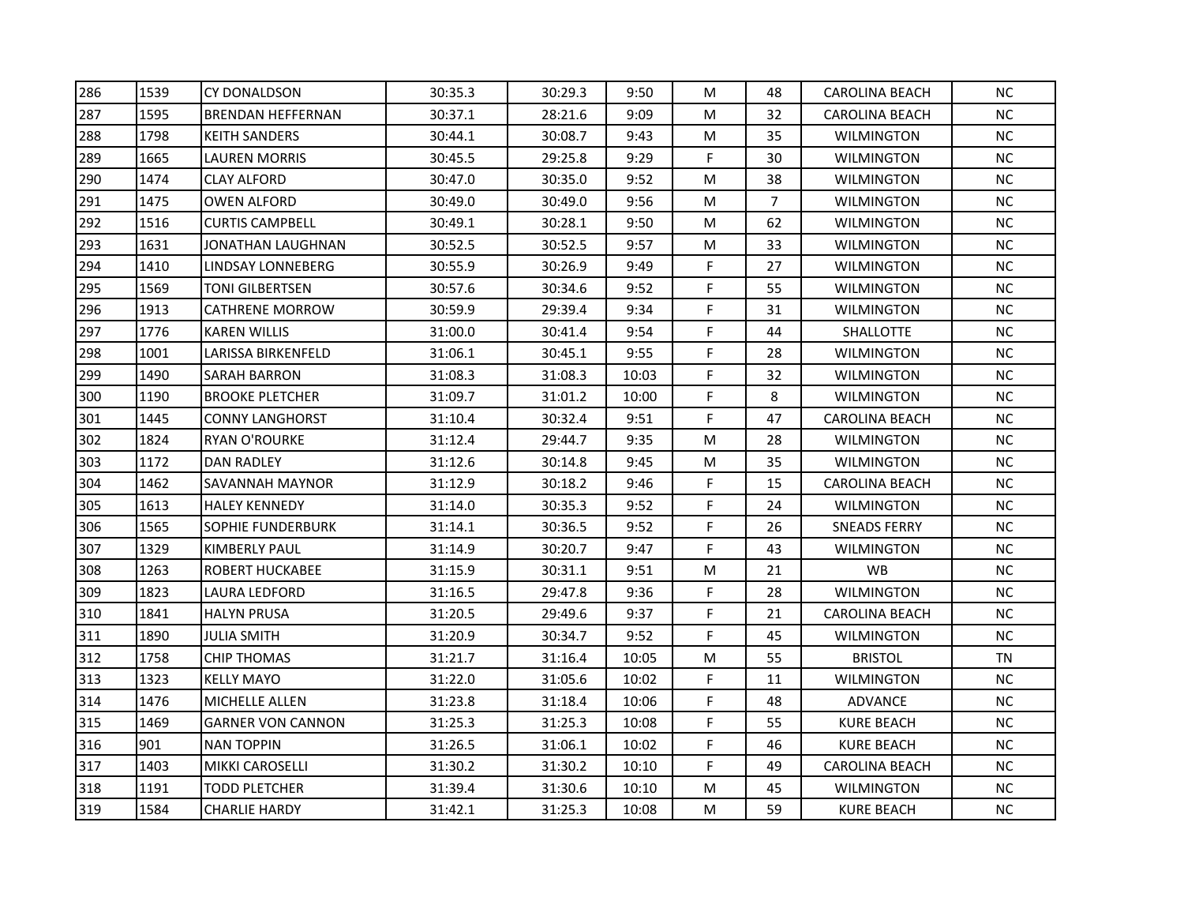| | | | | | | | | | |
|---|---|---|---|---|---|---|---|---|---|
| 286 | 1539 | CY DONALDSON | 30:35.3 | 30:29.3 | 9:50 | M | 48 | CAROLINA BEACH | NC |
| 287 | 1595 | BRENDAN HEFFERNAN | 30:37.1 | 28:21.6 | 9:09 | M | 32 | CAROLINA BEACH | NC |
| 288 | 1798 | KEITH SANDERS | 30:44.1 | 30:08.7 | 9:43 | M | 35 | WILMINGTON | NC |
| 289 | 1665 | LAUREN MORRIS | 30:45.5 | 29:25.8 | 9:29 | F | 30 | WILMINGTON | NC |
| 290 | 1474 | CLAY ALFORD | 30:47.0 | 30:35.0 | 9:52 | M | 38 | WILMINGTON | NC |
| 291 | 1475 | OWEN ALFORD | 30:49.0 | 30:49.0 | 9:56 | M | 7 | WILMINGTON | NC |
| 292 | 1516 | CURTIS CAMPBELL | 30:49.1 | 30:28.1 | 9:50 | M | 62 | WILMINGTON | NC |
| 293 | 1631 | JONATHAN LAUGHNAN | 30:52.5 | 30:52.5 | 9:57 | M | 33 | WILMINGTON | NC |
| 294 | 1410 | LINDSAY LONNEBERG | 30:55.9 | 30:26.9 | 9:49 | F | 27 | WILMINGTON | NC |
| 295 | 1569 | TONI GILBERTSEN | 30:57.6 | 30:34.6 | 9:52 | F | 55 | WILMINGTON | NC |
| 296 | 1913 | CATHRENE MORROW | 30:59.9 | 29:39.4 | 9:34 | F | 31 | WILMINGTON | NC |
| 297 | 1776 | KAREN WILLIS | 31:00.0 | 30:41.4 | 9:54 | F | 44 | SHALLOTTE | NC |
| 298 | 1001 | LARISSA BIRKENFELD | 31:06.1 | 30:45.1 | 9:55 | F | 28 | WILMINGTON | NC |
| 299 | 1490 | SARAH BARRON | 31:08.3 | 31:08.3 | 10:03 | F | 32 | WILMINGTON | NC |
| 300 | 1190 | BROOKE PLETCHER | 31:09.7 | 31:01.2 | 10:00 | F | 8 | WILMINGTON | NC |
| 301 | 1445 | CONNY LANGHORST | 31:10.4 | 30:32.4 | 9:51 | F | 47 | CAROLINA BEACH | NC |
| 302 | 1824 | RYAN O'ROURKE | 31:12.4 | 29:44.7 | 9:35 | M | 28 | WILMINGTON | NC |
| 303 | 1172 | DAN RADLEY | 31:12.6 | 30:14.8 | 9:45 | M | 35 | WILMINGTON | NC |
| 304 | 1462 | SAVANNAH MAYNOR | 31:12.9 | 30:18.2 | 9:46 | F | 15 | CAROLINA BEACH | NC |
| 305 | 1613 | HALEY KENNEDY | 31:14.0 | 30:35.3 | 9:52 | F | 24 | WILMINGTON | NC |
| 306 | 1565 | SOPHIE FUNDERBURK | 31:14.1 | 30:36.5 | 9:52 | F | 26 | SNEADS FERRY | NC |
| 307 | 1329 | KIMBERLY PAUL | 31:14.9 | 30:20.7 | 9:47 | F | 43 | WILMINGTON | NC |
| 308 | 1263 | ROBERT HUCKABEE | 31:15.9 | 30:31.1 | 9:51 | M | 21 | WB | NC |
| 309 | 1823 | LAURA LEDFORD | 31:16.5 | 29:47.8 | 9:36 | F | 28 | WILMINGTON | NC |
| 310 | 1841 | HALYN PRUSA | 31:20.5 | 29:49.6 | 9:37 | F | 21 | CAROLINA BEACH | NC |
| 311 | 1890 | JULIA SMITH | 31:20.9 | 30:34.7 | 9:52 | F | 45 | WILMINGTON | NC |
| 312 | 1758 | CHIP THOMAS | 31:21.7 | 31:16.4 | 10:05 | M | 55 | BRISTOL | TN |
| 313 | 1323 | KELLY MAYO | 31:22.0 | 31:05.6 | 10:02 | F | 11 | WILMINGTON | NC |
| 314 | 1476 | MICHELLE ALLEN | 31:23.8 | 31:18.4 | 10:06 | F | 48 | ADVANCE | NC |
| 315 | 1469 | GARNER VON CANNON | 31:25.3 | 31:25.3 | 10:08 | F | 55 | KURE BEACH | NC |
| 316 | 901 | NAN TOPPIN | 31:26.5 | 31:06.1 | 10:02 | F | 46 | KURE BEACH | NC |
| 317 | 1403 | MIKKI CAROSELLI | 31:30.2 | 31:30.2 | 10:10 | F | 49 | CAROLINA BEACH | NC |
| 318 | 1191 | TODD PLETCHER | 31:39.4 | 31:30.6 | 10:10 | M | 45 | WILMINGTON | NC |
| 319 | 1584 | CHARLIE HARDY | 31:42.1 | 31:25.3 | 10:08 | M | 59 | KURE BEACH | NC |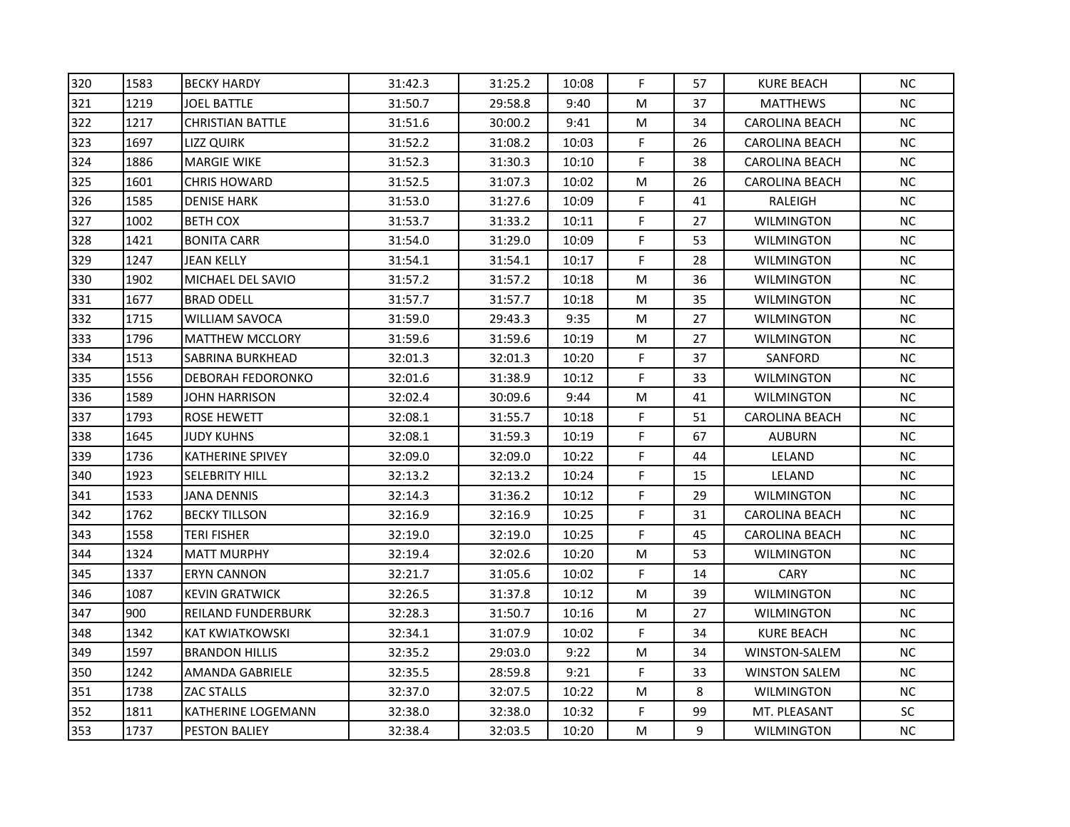| | | | | | | | | | | |
|---|---|---|---|---|---|---|---|---|---|---|
| 320 | 1583 | BECKY HARDY | 31:42.3 | 31:25.2 | 10:08 | F | 57 | KURE BEACH | NC |
| 321 | 1219 | JOEL BATTLE | 31:50.7 | 29:58.8 | 9:40 | M | 37 | MATTHEWS | NC |
| 322 | 1217 | CHRISTIAN BATTLE | 31:51.6 | 30:00.2 | 9:41 | M | 34 | CAROLINA BEACH | NC |
| 323 | 1697 | LIZZ QUIRK | 31:52.2 | 31:08.2 | 10:03 | F | 26 | CAROLINA BEACH | NC |
| 324 | 1886 | MARGIE WIKE | 31:52.3 | 31:30.3 | 10:10 | F | 38 | CAROLINA BEACH | NC |
| 325 | 1601 | CHRIS HOWARD | 31:52.5 | 31:07.3 | 10:02 | M | 26 | CAROLINA BEACH | NC |
| 326 | 1585 | DENISE HARK | 31:53.0 | 31:27.6 | 10:09 | F | 41 | RALEIGH | NC |
| 327 | 1002 | BETH COX | 31:53.7 | 31:33.2 | 10:11 | F | 27 | WILMINGTON | NC |
| 328 | 1421 | BONITA CARR | 31:54.0 | 31:29.0 | 10:09 | F | 53 | WILMINGTON | NC |
| 329 | 1247 | JEAN KELLY | 31:54.1 | 31:54.1 | 10:17 | F | 28 | WILMINGTON | NC |
| 330 | 1902 | MICHAEL DEL SAVIO | 31:57.2 | 31:57.2 | 10:18 | M | 36 | WILMINGTON | NC |
| 331 | 1677 | BRAD ODELL | 31:57.7 | 31:57.7 | 10:18 | M | 35 | WILMINGTON | NC |
| 332 | 1715 | WILLIAM SAVOCA | 31:59.0 | 29:43.3 | 9:35 | M | 27 | WILMINGTON | NC |
| 333 | 1796 | MATTHEW MCCLORY | 31:59.6 | 31:59.6 | 10:19 | M | 27 | WILMINGTON | NC |
| 334 | 1513 | SABRINA BURKHEAD | 32:01.3 | 32:01.3 | 10:20 | F | 37 | SANFORD | NC |
| 335 | 1556 | DEBORAH FEDORONKO | 32:01.6 | 31:38.9 | 10:12 | F | 33 | WILMINGTON | NC |
| 336 | 1589 | JOHN HARRISON | 32:02.4 | 30:09.6 | 9:44 | M | 41 | WILMINGTON | NC |
| 337 | 1793 | ROSE HEWETT | 32:08.1 | 31:55.7 | 10:18 | F | 51 | CAROLINA BEACH | NC |
| 338 | 1645 | JUDY KUHNS | 32:08.1 | 31:59.3 | 10:19 | F | 67 | AUBURN | NC |
| 339 | 1736 | KATHERINE SPIVEY | 32:09.0 | 32:09.0 | 10:22 | F | 44 | LELAND | NC |
| 340 | 1923 | SELEBRITY HILL | 32:13.2 | 32:13.2 | 10:24 | F | 15 | LELAND | NC |
| 341 | 1533 | JANA DENNIS | 32:14.3 | 31:36.2 | 10:12 | F | 29 | WILMINGTON | NC |
| 342 | 1762 | BECKY TILLSON | 32:16.9 | 32:16.9 | 10:25 | F | 31 | CAROLINA BEACH | NC |
| 343 | 1558 | TERI FISHER | 32:19.0 | 32:19.0 | 10:25 | F | 45 | CAROLINA BEACH | NC |
| 344 | 1324 | MATT MURPHY | 32:19.4 | 32:02.6 | 10:20 | M | 53 | WILMINGTON | NC |
| 345 | 1337 | ERYN CANNON | 32:21.7 | 31:05.6 | 10:02 | F | 14 | CARY | NC |
| 346 | 1087 | KEVIN GRATWICK | 32:26.5 | 31:37.8 | 10:12 | M | 39 | WILMINGTON | NC |
| 347 | 900 | REILAND FUNDERBURK | 32:28.3 | 31:50.7 | 10:16 | M | 27 | WILMINGTON | NC |
| 348 | 1342 | KAT KWIATKOWSKI | 32:34.1 | 31:07.9 | 10:02 | F | 34 | KURE BEACH | NC |
| 349 | 1597 | BRANDON HILLIS | 32:35.2 | 29:03.0 | 9:22 | M | 34 | WINSTON-SALEM | NC |
| 350 | 1242 | AMANDA GABRIELE | 32:35.5 | 28:59.8 | 9:21 | F | 33 | WINSTON SALEM | NC |
| 351 | 1738 | ZAC STALLS | 32:37.0 | 32:07.5 | 10:22 | M | 8 | WILMINGTON | NC |
| 352 | 1811 | KATHERINE LOGEMANN | 32:38.0 | 32:38.0 | 10:32 | F | 99 | MT. PLEASANT | SC |
| 353 | 1737 | PESTON BALIEY | 32:38.4 | 32:03.5 | 10:20 | M | 9 | WILMINGTON | NC |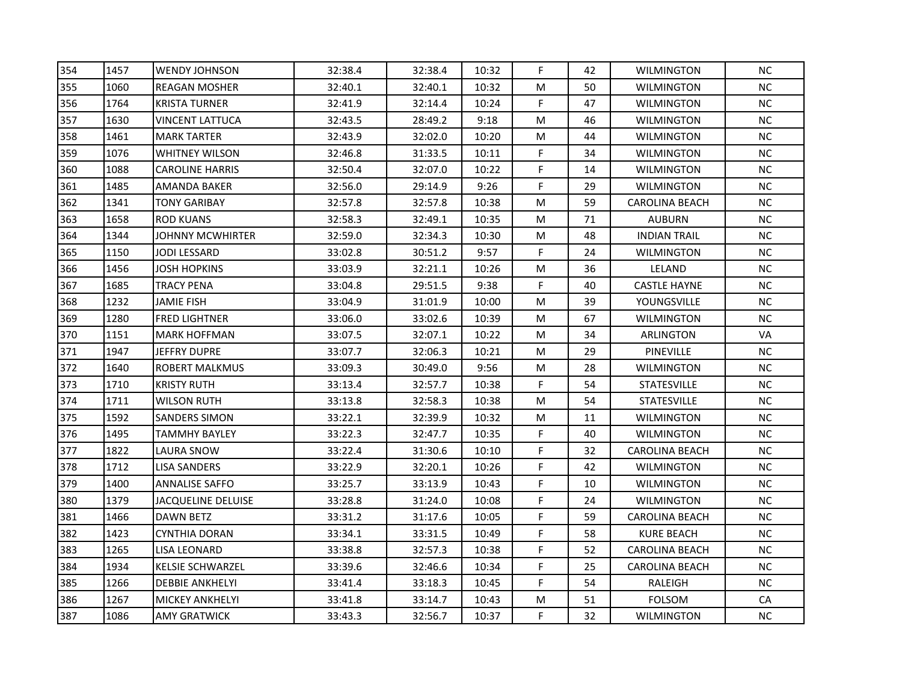| | | | | | | | | | |
|---|---|---|---|---|---|---|---|---|---|
| 354 | 1457 | WENDY JOHNSON | 32:38.4 | 32:38.4 | 10:32 | F | 42 | WILMINGTON | NC |
| 355 | 1060 | REAGAN MOSHER | 32:40.1 | 32:40.1 | 10:32 | M | 50 | WILMINGTON | NC |
| 356 | 1764 | KRISTA TURNER | 32:41.9 | 32:14.4 | 10:24 | F | 47 | WILMINGTON | NC |
| 357 | 1630 | VINCENT LATTUCA | 32:43.5 | 28:49.2 | 9:18 | M | 46 | WILMINGTON | NC |
| 358 | 1461 | MARK TARTER | 32:43.9 | 32:02.0 | 10:20 | M | 44 | WILMINGTON | NC |
| 359 | 1076 | WHITNEY WILSON | 32:46.8 | 31:33.5 | 10:11 | F | 34 | WILMINGTON | NC |
| 360 | 1088 | CAROLINE HARRIS | 32:50.4 | 32:07.0 | 10:22 | F | 14 | WILMINGTON | NC |
| 361 | 1485 | AMANDA BAKER | 32:56.0 | 29:14.9 | 9:26 | F | 29 | WILMINGTON | NC |
| 362 | 1341 | TONY GARIBAY | 32:57.8 | 32:57.8 | 10:38 | M | 59 | CAROLINA BEACH | NC |
| 363 | 1658 | ROD KUANS | 32:58.3 | 32:49.1 | 10:35 | M | 71 | AUBURN | NC |
| 364 | 1344 | JOHNNY MCWHIRTER | 32:59.0 | 32:34.3 | 10:30 | M | 48 | INDIAN TRAIL | NC |
| 365 | 1150 | JODI LESSARD | 33:02.8 | 30:51.2 | 9:57 | F | 24 | WILMINGTON | NC |
| 366 | 1456 | JOSH HOPKINS | 33:03.9 | 32:21.1 | 10:26 | M | 36 | LELAND | NC |
| 367 | 1685 | TRACY PENA | 33:04.8 | 29:51.5 | 9:38 | F | 40 | CASTLE HAYNE | NC |
| 368 | 1232 | JAMIE FISH | 33:04.9 | 31:01.9 | 10:00 | M | 39 | YOUNGSVILLE | NC |
| 369 | 1280 | FRED LIGHTNER | 33:06.0 | 33:02.6 | 10:39 | M | 67 | WILMINGTON | NC |
| 370 | 1151 | MARK HOFFMAN | 33:07.5 | 32:07.1 | 10:22 | M | 34 | ARLINGTON | VA |
| 371 | 1947 | JEFFRY DUPRE | 33:07.7 | 32:06.3 | 10:21 | M | 29 | PINEVILLE | NC |
| 372 | 1640 | ROBERT MALKMUS | 33:09.3 | 30:49.0 | 9:56 | M | 28 | WILMINGTON | NC |
| 373 | 1710 | KRISTY RUTH | 33:13.4 | 32:57.7 | 10:38 | F | 54 | STATESVILLE | NC |
| 374 | 1711 | WILSON RUTH | 33:13.8 | 32:58.3 | 10:38 | M | 54 | STATESVILLE | NC |
| 375 | 1592 | SANDERS SIMON | 33:22.1 | 32:39.9 | 10:32 | M | 11 | WILMINGTON | NC |
| 376 | 1495 | TAMMHY BAYLEY | 33:22.3 | 32:47.7 | 10:35 | F | 40 | WILMINGTON | NC |
| 377 | 1822 | LAURA SNOW | 33:22.4 | 31:30.6 | 10:10 | F | 32 | CAROLINA BEACH | NC |
| 378 | 1712 | LISA SANDERS | 33:22.9 | 32:20.1 | 10:26 | F | 42 | WILMINGTON | NC |
| 379 | 1400 | ANNALISE SAFFO | 33:25.7 | 33:13.9 | 10:43 | F | 10 | WILMINGTON | NC |
| 380 | 1379 | JACQUELINE DELUISE | 33:28.8 | 31:24.0 | 10:08 | F | 24 | WILMINGTON | NC |
| 381 | 1466 | DAWN BETZ | 33:31.2 | 31:17.6 | 10:05 | F | 59 | CAROLINA BEACH | NC |
| 382 | 1423 | CYNTHIA DORAN | 33:34.1 | 33:31.5 | 10:49 | F | 58 | KURE BEACH | NC |
| 383 | 1265 | LISA LEONARD | 33:38.8 | 32:57.3 | 10:38 | F | 52 | CAROLINA BEACH | NC |
| 384 | 1934 | KELSIE SCHWARZEL | 33:39.6 | 32:46.6 | 10:34 | F | 25 | CAROLINA BEACH | NC |
| 385 | 1266 | DEBBIE ANKHELYI | 33:41.4 | 33:18.3 | 10:45 | F | 54 | RALEIGH | NC |
| 386 | 1267 | MICKEY ANKHELYI | 33:41.8 | 33:14.7 | 10:43 | M | 51 | FOLSOM | CA |
| 387 | 1086 | AMY GRATWICK | 33:43.3 | 32:56.7 | 10:37 | F | 32 | WILMINGTON | NC |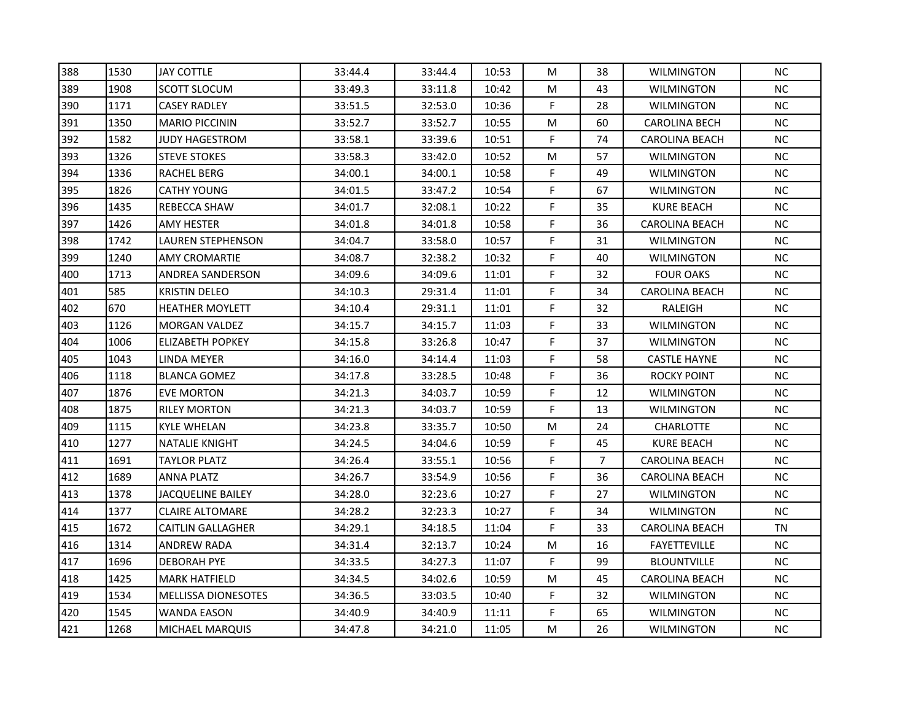| | | | | | | | | | |
|---|---|---|---|---|---|---|---|---|---|
| 388 | 1530 | JAY COTTLE | 33:44.4 | 33:44.4 | 10:53 | M | 38 | WILMINGTON | NC |
| 389 | 1908 | SCOTT SLOCUM | 33:49.3 | 33:11.8 | 10:42 | M | 43 | WILMINGTON | NC |
| 390 | 1171 | CASEY RADLEY | 33:51.5 | 32:53.0 | 10:36 | F | 28 | WILMINGTON | NC |
| 391 | 1350 | MARIO PICCININ | 33:52.7 | 33:52.7 | 10:55 | M | 60 | CAROLINA BECH | NC |
| 392 | 1582 | JUDY HAGESTROM | 33:58.1 | 33:39.6 | 10:51 | F | 74 | CAROLINA BEACH | NC |
| 393 | 1326 | STEVE STOKES | 33:58.3 | 33:42.0 | 10:52 | M | 57 | WILMINGTON | NC |
| 394 | 1336 | RACHEL BERG | 34:00.1 | 34:00.1 | 10:58 | F | 49 | WILMINGTON | NC |
| 395 | 1826 | CATHY YOUNG | 34:01.5 | 33:47.2 | 10:54 | F | 67 | WILMINGTON | NC |
| 396 | 1435 | REBECCA SHAW | 34:01.7 | 32:08.1 | 10:22 | F | 35 | KURE BEACH | NC |
| 397 | 1426 | AMY HESTER | 34:01.8 | 34:01.8 | 10:58 | F | 36 | CAROLINA BEACH | NC |
| 398 | 1742 | LAUREN STEPHENSON | 34:04.7 | 33:58.0 | 10:57 | F | 31 | WILMINGTON | NC |
| 399 | 1240 | AMY CROMARTIE | 34:08.7 | 32:38.2 | 10:32 | F | 40 | WILMINGTON | NC |
| 400 | 1713 | ANDREA SANDERSON | 34:09.6 | 34:09.6 | 11:01 | F | 32 | FOUR OAKS | NC |
| 401 | 585 | KRISTIN DELEO | 34:10.3 | 29:31.4 | 11:01 | F | 34 | CAROLINA BEACH | NC |
| 402 | 670 | HEATHER MOYLETT | 34:10.4 | 29:31.1 | 11:01 | F | 32 | RALEIGH | NC |
| 403 | 1126 | MORGAN VALDEZ | 34:15.7 | 34:15.7 | 11:03 | F | 33 | WILMINGTON | NC |
| 404 | 1006 | ELIZABETH POPKEY | 34:15.8 | 33:26.8 | 10:47 | F | 37 | WILMINGTON | NC |
| 405 | 1043 | LINDA MEYER | 34:16.0 | 34:14.4 | 11:03 | F | 58 | CASTLE HAYNE | NC |
| 406 | 1118 | BLANCA GOMEZ | 34:17.8 | 33:28.5 | 10:48 | F | 36 | ROCKY POINT | NC |
| 407 | 1876 | EVE MORTON | 34:21.3 | 34:03.7 | 10:59 | F | 12 | WILMINGTON | NC |
| 408 | 1875 | RILEY MORTON | 34:21.3 | 34:03.7 | 10:59 | F | 13 | WILMINGTON | NC |
| 409 | 1115 | KYLE WHELAN | 34:23.8 | 33:35.7 | 10:50 | M | 24 | CHARLOTTE | NC |
| 410 | 1277 | NATALIE KNIGHT | 34:24.5 | 34:04.6 | 10:59 | F | 45 | KURE BEACH | NC |
| 411 | 1691 | TAYLOR PLATZ | 34:26.4 | 33:55.1 | 10:56 | F | 7 | CAROLINA BEACH | NC |
| 412 | 1689 | ANNA PLATZ | 34:26.7 | 33:54.9 | 10:56 | F | 36 | CAROLINA BEACH | NC |
| 413 | 1378 | JACQUELINE BAILEY | 34:28.0 | 32:23.6 | 10:27 | F | 27 | WILMINGTON | NC |
| 414 | 1377 | CLAIRE ALTOMARE | 34:28.2 | 32:23.3 | 10:27 | F | 34 | WILMINGTON | NC |
| 415 | 1672 | CAITLIN GALLAGHER | 34:29.1 | 34:18.5 | 11:04 | F | 33 | CAROLINA BEACH | TN |
| 416 | 1314 | ANDREW RADA | 34:31.4 | 32:13.7 | 10:24 | M | 16 | FAYETTEVILLE | NC |
| 417 | 1696 | DEBORAH PYE | 34:33.5 | 34:27.3 | 11:07 | F | 99 | BLOUNTVILLE | NC |
| 418 | 1425 | MARK HATFIELD | 34:34.5 | 34:02.6 | 10:59 | M | 45 | CAROLINA BEACH | NC |
| 419 | 1534 | MELLISSA DIONESOTES | 34:36.5 | 33:03.5 | 10:40 | F | 32 | WILMINGTON | NC |
| 420 | 1545 | WANDA EASON | 34:40.9 | 34:40.9 | 11:11 | F | 65 | WILMINGTON | NC |
| 421 | 1268 | MICHAEL MARQUIS | 34:47.8 | 34:21.0 | 11:05 | M | 26 | WILMINGTON | NC |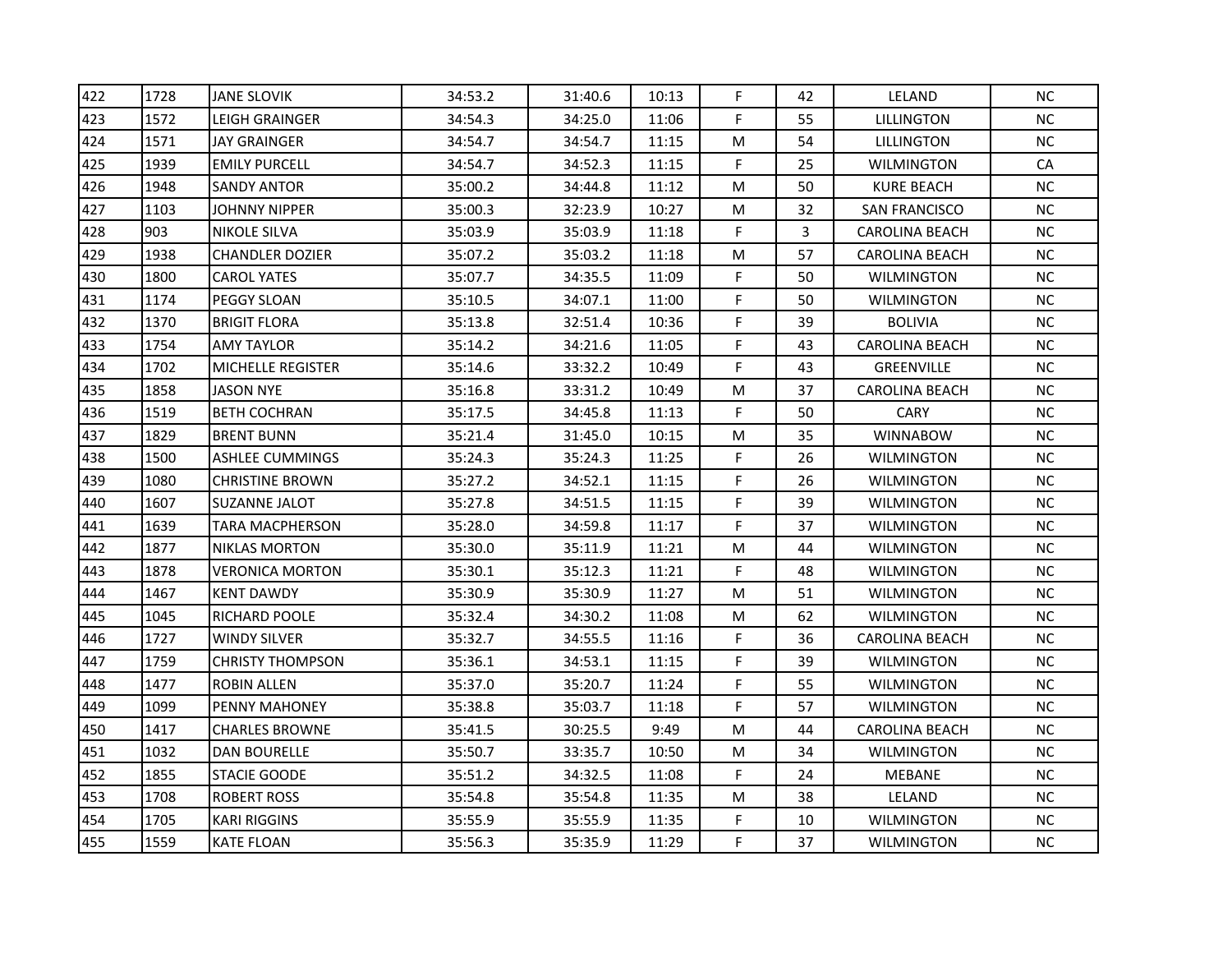| | | | | | | | | | |
|---|---|---|---|---|---|---|---|---|---|
| 422 | 1728 | JANE SLOVIK | 34:53.2 | 31:40.6 | 10:13 | F | 42 | LELAND | NC |
| 423 | 1572 | LEIGH GRAINGER | 34:54.3 | 34:25.0 | 11:06 | F | 55 | LILLINGTON | NC |
| 424 | 1571 | JAY GRAINGER | 34:54.7 | 34:54.7 | 11:15 | M | 54 | LILLINGTON | NC |
| 425 | 1939 | EMILY PURCELL | 34:54.7 | 34:52.3 | 11:15 | F | 25 | WILMINGTON | CA |
| 426 | 1948 | SANDY ANTOR | 35:00.2 | 34:44.8 | 11:12 | M | 50 | KURE BEACH | NC |
| 427 | 1103 | JOHNNY NIPPER | 35:00.3 | 32:23.9 | 10:27 | M | 32 | SAN FRANCISCO | NC |
| 428 | 903 | NIKOLE SILVA | 35:03.9 | 35:03.9 | 11:18 | F | 3 | CAROLINA BEACH | NC |
| 429 | 1938 | CHANDLER DOZIER | 35:07.2 | 35:03.2 | 11:18 | M | 57 | CAROLINA BEACH | NC |
| 430 | 1800 | CAROL YATES | 35:07.7 | 34:35.5 | 11:09 | F | 50 | WILMINGTON | NC |
| 431 | 1174 | PEGGY SLOAN | 35:10.5 | 34:07.1 | 11:00 | F | 50 | WILMINGTON | NC |
| 432 | 1370 | BRIGIT FLORA | 35:13.8 | 32:51.4 | 10:36 | F | 39 | BOLIVIA | NC |
| 433 | 1754 | AMY TAYLOR | 35:14.2 | 34:21.6 | 11:05 | F | 43 | CAROLINA BEACH | NC |
| 434 | 1702 | MICHELLE REGISTER | 35:14.6 | 33:32.2 | 10:49 | F | 43 | GREENVILLE | NC |
| 435 | 1858 | JASON NYE | 35:16.8 | 33:31.2 | 10:49 | M | 37 | CAROLINA BEACH | NC |
| 436 | 1519 | BETH COCHRAN | 35:17.5 | 34:45.8 | 11:13 | F | 50 | CARY | NC |
| 437 | 1829 | BRENT BUNN | 35:21.4 | 31:45.0 | 10:15 | M | 35 | WINNABOW | NC |
| 438 | 1500 | ASHLEE CUMMINGS | 35:24.3 | 35:24.3 | 11:25 | F | 26 | WILMINGTON | NC |
| 439 | 1080 | CHRISTINE BROWN | 35:27.2 | 34:52.1 | 11:15 | F | 26 | WILMINGTON | NC |
| 440 | 1607 | SUZANNE JALOT | 35:27.8 | 34:51.5 | 11:15 | F | 39 | WILMINGTON | NC |
| 441 | 1639 | TARA MACPHERSON | 35:28.0 | 34:59.8 | 11:17 | F | 37 | WILMINGTON | NC |
| 442 | 1877 | NIKLAS MORTON | 35:30.0 | 35:11.9 | 11:21 | M | 44 | WILMINGTON | NC |
| 443 | 1878 | VERONICA MORTON | 35:30.1 | 35:12.3 | 11:21 | F | 48 | WILMINGTON | NC |
| 444 | 1467 | KENT DAWDY | 35:30.9 | 35:30.9 | 11:27 | M | 51 | WILMINGTON | NC |
| 445 | 1045 | RICHARD POOLE | 35:32.4 | 34:30.2 | 11:08 | M | 62 | WILMINGTON | NC |
| 446 | 1727 | WINDY SILVER | 35:32.7 | 34:55.5 | 11:16 | F | 36 | CAROLINA BEACH | NC |
| 447 | 1759 | CHRISTY THOMPSON | 35:36.1 | 34:53.1 | 11:15 | F | 39 | WILMINGTON | NC |
| 448 | 1477 | ROBIN ALLEN | 35:37.0 | 35:20.7 | 11:24 | F | 55 | WILMINGTON | NC |
| 449 | 1099 | PENNY MAHONEY | 35:38.8 | 35:03.7 | 11:18 | F | 57 | WILMINGTON | NC |
| 450 | 1417 | CHARLES BROWNE | 35:41.5 | 30:25.5 | 9:49 | M | 44 | CAROLINA BEACH | NC |
| 451 | 1032 | DAN BOURELLE | 35:50.7 | 33:35.7 | 10:50 | M | 34 | WILMINGTON | NC |
| 452 | 1855 | STACIE GOODE | 35:51.2 | 34:32.5 | 11:08 | F | 24 | MEBANE | NC |
| 453 | 1708 | ROBERT ROSS | 35:54.8 | 35:54.8 | 11:35 | M | 38 | LELAND | NC |
| 454 | 1705 | KARI RIGGINS | 35:55.9 | 35:55.9 | 11:35 | F | 10 | WILMINGTON | NC |
| 455 | 1559 | KATE FLOAN | 35:56.3 | 35:35.9 | 11:29 | F | 37 | WILMINGTON | NC |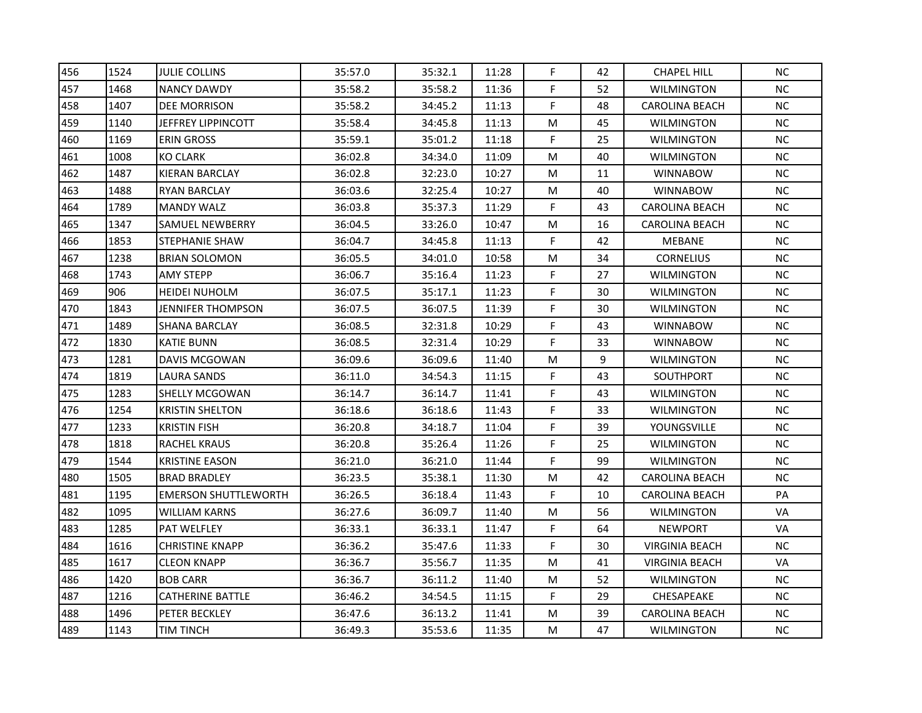| | | | | | | | | | |
|---|---|---|---|---|---|---|---|---|---|
| 456 | 1524 | JULIE COLLINS | 35:57.0 | 35:32.1 | 11:28 | F | 42 | CHAPEL HILL | NC |
| 457 | 1468 | NANCY DAWDY | 35:58.2 | 35:58.2 | 11:36 | F | 52 | WILMINGTON | NC |
| 458 | 1407 | DEE MORRISON | 35:58.2 | 34:45.2 | 11:13 | F | 48 | CAROLINA BEACH | NC |
| 459 | 1140 | JEFFREY LIPPINCOTT | 35:58.4 | 34:45.8 | 11:13 | M | 45 | WILMINGTON | NC |
| 460 | 1169 | ERIN GROSS | 35:59.1 | 35:01.2 | 11:18 | F | 25 | WILMINGTON | NC |
| 461 | 1008 | KO CLARK | 36:02.8 | 34:34.0 | 11:09 | M | 40 | WILMINGTON | NC |
| 462 | 1487 | KIERAN BARCLAY | 36:02.8 | 32:23.0 | 10:27 | M | 11 | WINNABOW | NC |
| 463 | 1488 | RYAN BARCLAY | 36:03.6 | 32:25.4 | 10:27 | M | 40 | WINNABOW | NC |
| 464 | 1789 | MANDY WALZ | 36:03.8 | 35:37.3 | 11:29 | F | 43 | CAROLINA BEACH | NC |
| 465 | 1347 | SAMUEL NEWBERRY | 36:04.5 | 33:26.0 | 10:47 | M | 16 | CAROLINA BEACH | NC |
| 466 | 1853 | STEPHANIE SHAW | 36:04.7 | 34:45.8 | 11:13 | F | 42 | MEBANE | NC |
| 467 | 1238 | BRIAN SOLOMON | 36:05.5 | 34:01.0 | 10:58 | M | 34 | CORNELIUS | NC |
| 468 | 1743 | AMY STEPP | 36:06.7 | 35:16.4 | 11:23 | F | 27 | WILMINGTON | NC |
| 469 | 906 | HEIDEI NUHOLM | 36:07.5 | 35:17.1 | 11:23 | F | 30 | WILMINGTON | NC |
| 470 | 1843 | JENNIFER THOMPSON | 36:07.5 | 36:07.5 | 11:39 | F | 30 | WILMINGTON | NC |
| 471 | 1489 | SHANA BARCLAY | 36:08.5 | 32:31.8 | 10:29 | F | 43 | WINNABOW | NC |
| 472 | 1830 | KATIE BUNN | 36:08.5 | 32:31.4 | 10:29 | F | 33 | WINNABOW | NC |
| 473 | 1281 | DAVIS MCGOWAN | 36:09.6 | 36:09.6 | 11:40 | M | 9 | WILMINGTON | NC |
| 474 | 1819 | LAURA SANDS | 36:11.0 | 34:54.3 | 11:15 | F | 43 | SOUTHPORT | NC |
| 475 | 1283 | SHELLY MCGOWAN | 36:14.7 | 36:14.7 | 11:41 | F | 43 | WILMINGTON | NC |
| 476 | 1254 | KRISTIN SHELTON | 36:18.6 | 36:18.6 | 11:43 | F | 33 | WILMINGTON | NC |
| 477 | 1233 | KRISTIN FISH | 36:20.8 | 34:18.7 | 11:04 | F | 39 | YOUNGSVILLE | NC |
| 478 | 1818 | RACHEL KRAUS | 36:20.8 | 35:26.4 | 11:26 | F | 25 | WILMINGTON | NC |
| 479 | 1544 | KRISTINE EASON | 36:21.0 | 36:21.0 | 11:44 | F | 99 | WILMINGTON | NC |
| 480 | 1505 | BRAD BRADLEY | 36:23.5 | 35:38.1 | 11:30 | M | 42 | CAROLINA BEACH | NC |
| 481 | 1195 | EMERSON SHUTTLEWORTH | 36:26.5 | 36:18.4 | 11:43 | F | 10 | CAROLINA BEACH | PA |
| 482 | 1095 | WILLIAM KARNS | 36:27.6 | 36:09.7 | 11:40 | M | 56 | WILMINGTON | VA |
| 483 | 1285 | PAT WELFLEY | 36:33.1 | 36:33.1 | 11:47 | F | 64 | NEWPORT | VA |
| 484 | 1616 | CHRISTINE KNAPP | 36:36.2 | 35:47.6 | 11:33 | F | 30 | VIRGINIA BEACH | NC |
| 485 | 1617 | CLEON KNAPP | 36:36.7 | 35:56.7 | 11:35 | M | 41 | VIRGINIA BEACH | VA |
| 486 | 1420 | BOB CARR | 36:36.7 | 36:11.2 | 11:40 | M | 52 | WILMINGTON | NC |
| 487 | 1216 | CATHERINE BATTLE | 36:46.2 | 34:54.5 | 11:15 | F | 29 | CHESAPEAKE | NC |
| 488 | 1496 | PETER BECKLEY | 36:47.6 | 36:13.2 | 11:41 | M | 39 | CAROLINA BEACH | NC |
| 489 | 1143 | TIM TINCH | 36:49.3 | 35:53.6 | 11:35 | M | 47 | WILMINGTON | NC |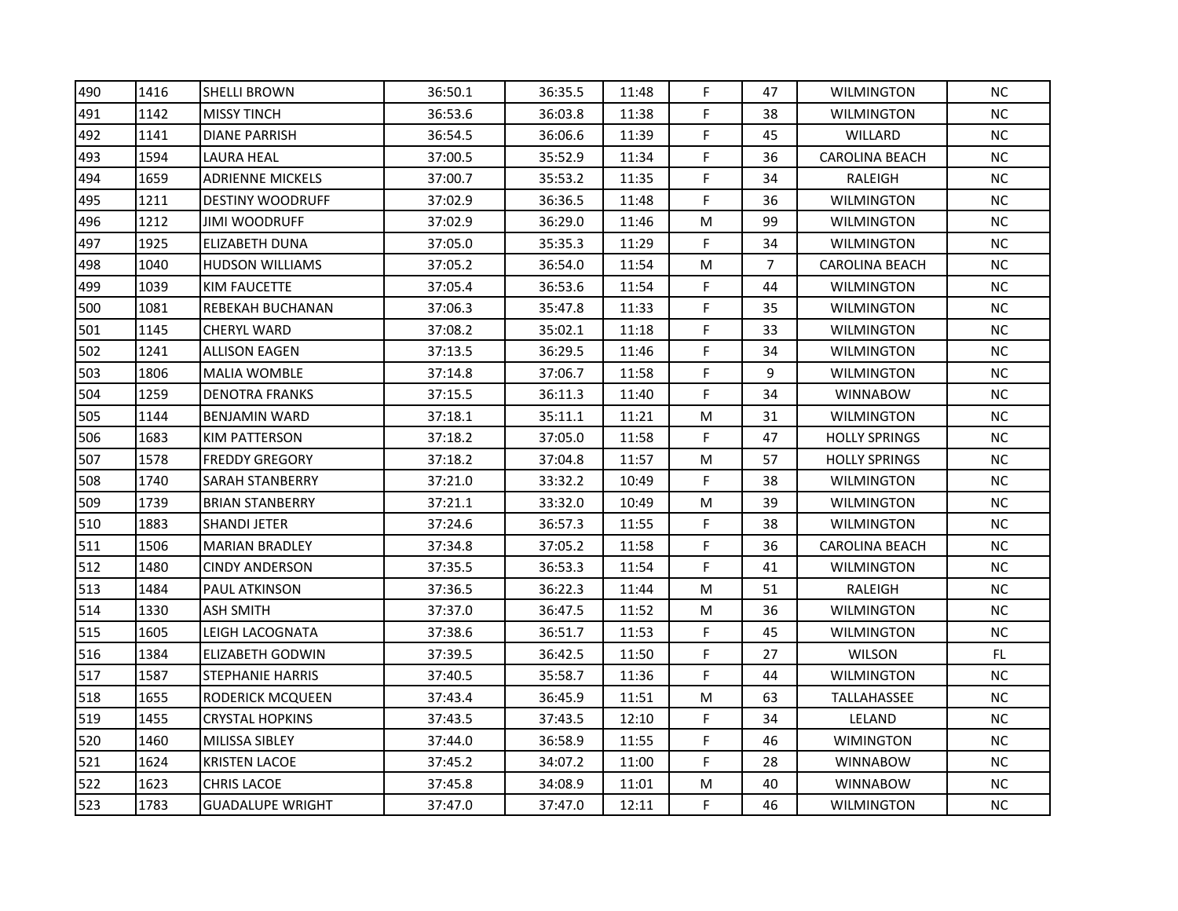| 490 | 1416 | SHELLI BROWN | 36:50.1 | 36:35.5 | 11:48 | F | 47 | WILMINGTON | NC |
|---|---|---|---|---|---|---|---|---|---|
| 491 | 1142 | MISSY TINCH | 36:53.6 | 36:03.8 | 11:38 | F | 38 | WILMINGTON | NC |
| 492 | 1141 | DIANE PARRISH | 36:54.5 | 36:06.6 | 11:39 | F | 45 | WILLARD | NC |
| 493 | 1594 | LAURA HEAL | 37:00.5 | 35:52.9 | 11:34 | F | 36 | CAROLINA BEACH | NC |
| 494 | 1659 | ADRIENNE MICKELS | 37:00.7 | 35:53.2 | 11:35 | F | 34 | RALEIGH | NC |
| 495 | 1211 | DESTINY WOODRUFF | 37:02.9 | 36:36.5 | 11:48 | F | 36 | WILMINGTON | NC |
| 496 | 1212 | JIMI WOODRUFF | 37:02.9 | 36:29.0 | 11:46 | M | 99 | WILMINGTON | NC |
| 497 | 1925 | ELIZABETH DUNA | 37:05.0 | 35:35.3 | 11:29 | F | 34 | WILMINGTON | NC |
| 498 | 1040 | HUDSON WILLIAMS | 37:05.2 | 36:54.0 | 11:54 | M | 7 | CAROLINA BEACH | NC |
| 499 | 1039 | KIM FAUCETTE | 37:05.4 | 36:53.6 | 11:54 | F | 44 | WILMINGTON | NC |
| 500 | 1081 | REBEKAH BUCHANAN | 37:06.3 | 35:47.8 | 11:33 | F | 35 | WILMINGTON | NC |
| 501 | 1145 | CHERYL WARD | 37:08.2 | 35:02.1 | 11:18 | F | 33 | WILMINGTON | NC |
| 502 | 1241 | ALLISON EAGEN | 37:13.5 | 36:29.5 | 11:46 | F | 34 | WILMINGTON | NC |
| 503 | 1806 | MALIA WOMBLE | 37:14.8 | 37:06.7 | 11:58 | F | 9 | WILMINGTON | NC |
| 504 | 1259 | DENOTRA FRANKS | 37:15.5 | 36:11.3 | 11:40 | F | 34 | WINNABOW | NC |
| 505 | 1144 | BENJAMIN WARD | 37:18.1 | 35:11.1 | 11:21 | M | 31 | WILMINGTON | NC |
| 506 | 1683 | KIM PATTERSON | 37:18.2 | 37:05.0 | 11:58 | F | 47 | HOLLY SPRINGS | NC |
| 507 | 1578 | FREDDY GREGORY | 37:18.2 | 37:04.8 | 11:57 | M | 57 | HOLLY SPRINGS | NC |
| 508 | 1740 | SARAH STANBERRY | 37:21.0 | 33:32.2 | 10:49 | F | 38 | WILMINGTON | NC |
| 509 | 1739 | BRIAN STANBERRY | 37:21.1 | 33:32.0 | 10:49 | M | 39 | WILMINGTON | NC |
| 510 | 1883 | SHANDI JETER | 37:24.6 | 36:57.3 | 11:55 | F | 38 | WILMINGTON | NC |
| 511 | 1506 | MARIAN BRADLEY | 37:34.8 | 37:05.2 | 11:58 | F | 36 | CAROLINA BEACH | NC |
| 512 | 1480 | CINDY ANDERSON | 37:35.5 | 36:53.3 | 11:54 | F | 41 | WILMINGTON | NC |
| 513 | 1484 | PAUL ATKINSON | 37:36.5 | 36:22.3 | 11:44 | M | 51 | RALEIGH | NC |
| 514 | 1330 | ASH SMITH | 37:37.0 | 36:47.5 | 11:52 | M | 36 | WILMINGTON | NC |
| 515 | 1605 | LEIGH LACOGNATA | 37:38.6 | 36:51.7 | 11:53 | F | 45 | WILMINGTON | NC |
| 516 | 1384 | ELIZABETH GODWIN | 37:39.5 | 36:42.5 | 11:50 | F | 27 | WILSON | FL |
| 517 | 1587 | STEPHANIE HARRIS | 37:40.5 | 35:58.7 | 11:36 | F | 44 | WILMINGTON | NC |
| 518 | 1655 | RODERICK MCQUEEN | 37:43.4 | 36:45.9 | 11:51 | M | 63 | TALLAHASSEE | NC |
| 519 | 1455 | CRYSTAL HOPKINS | 37:43.5 | 37:43.5 | 12:10 | F | 34 | LELAND | NC |
| 520 | 1460 | MILISSA SIBLEY | 37:44.0 | 36:58.9 | 11:55 | F | 46 | WIMINGTON | NC |
| 521 | 1624 | KRISTEN LACOE | 37:45.2 | 34:07.2 | 11:00 | F | 28 | WINNABOW | NC |
| 522 | 1623 | CHRIS LACOE | 37:45.8 | 34:08.9 | 11:01 | M | 40 | WINNABOW | NC |
| 523 | 1783 | GUADALUPE WRIGHT | 37:47.0 | 37:47.0 | 12:11 | F | 46 | WILMINGTON | NC |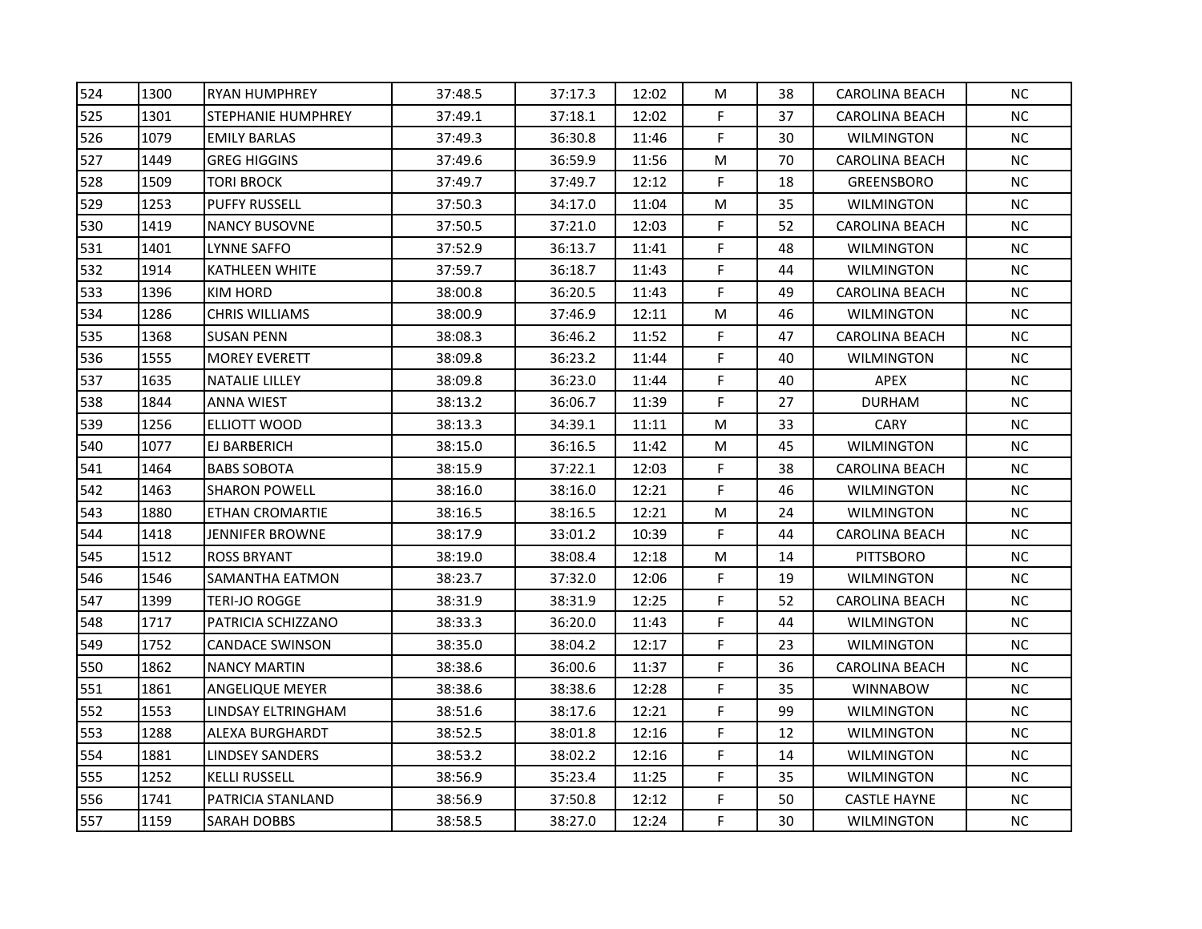| 524 | 1300 | RYAN HUMPHREY | 37:48.5 | 37:17.3 | 12:02 | M | 38 | CAROLINA BEACH | NC |
|---|---|---|---|---|---|---|---|---|---|
| 525 | 1301 | STEPHANIE HUMPHREY | 37:49.1 | 37:18.1 | 12:02 | F | 37 | CAROLINA BEACH | NC |
| 526 | 1079 | EMILY BARLAS | 37:49.3 | 36:30.8 | 11:46 | F | 30 | WILMINGTON | NC |
| 527 | 1449 | GREG HIGGINS | 37:49.6 | 36:59.9 | 11:56 | M | 70 | CAROLINA BEACH | NC |
| 528 | 1509 | TORI BROCK | 37:49.7 | 37:49.7 | 12:12 | F | 18 | GREENSBORO | NC |
| 529 | 1253 | PUFFY RUSSELL | 37:50.3 | 34:17.0 | 11:04 | M | 35 | WILMINGTON | NC |
| 530 | 1419 | NANCY BUSOVNE | 37:50.5 | 37:21.0 | 12:03 | F | 52 | CAROLINA BEACH | NC |
| 531 | 1401 | LYNNE SAFFO | 37:52.9 | 36:13.7 | 11:41 | F | 48 | WILMINGTON | NC |
| 532 | 1914 | KATHLEEN WHITE | 37:59.7 | 36:18.7 | 11:43 | F | 44 | WILMINGTON | NC |
| 533 | 1396 | KIM HORD | 38:00.8 | 36:20.5 | 11:43 | F | 49 | CAROLINA BEACH | NC |
| 534 | 1286 | CHRIS WILLIAMS | 38:00.9 | 37:46.9 | 12:11 | M | 46 | WILMINGTON | NC |
| 535 | 1368 | SUSAN PENN | 38:08.3 | 36:46.2 | 11:52 | F | 47 | CAROLINA BEACH | NC |
| 536 | 1555 | MOREY EVERETT | 38:09.8 | 36:23.2 | 11:44 | F | 40 | WILMINGTON | NC |
| 537 | 1635 | NATALIE LILLEY | 38:09.8 | 36:23.0 | 11:44 | F | 40 | APEX | NC |
| 538 | 1844 | ANNA WIEST | 38:13.2 | 36:06.7 | 11:39 | F | 27 | DURHAM | NC |
| 539 | 1256 | ELLIOTT WOOD | 38:13.3 | 34:39.1 | 11:11 | M | 33 | CARY | NC |
| 540 | 1077 | EJ BARBERICH | 38:15.0 | 36:16.5 | 11:42 | M | 45 | WILMINGTON | NC |
| 541 | 1464 | BABS SOBOTA | 38:15.9 | 37:22.1 | 12:03 | F | 38 | CAROLINA BEACH | NC |
| 542 | 1463 | SHARON POWELL | 38:16.0 | 38:16.0 | 12:21 | F | 46 | WILMINGTON | NC |
| 543 | 1880 | ETHAN CROMARTIE | 38:16.5 | 38:16.5 | 12:21 | M | 24 | WILMINGTON | NC |
| 544 | 1418 | JENNIFER BROWNE | 38:17.9 | 33:01.2 | 10:39 | F | 44 | CAROLINA BEACH | NC |
| 545 | 1512 | ROSS BRYANT | 38:19.0 | 38:08.4 | 12:18 | M | 14 | PITTSBORO | NC |
| 546 | 1546 | SAMANTHA EATMON | 38:23.7 | 37:32.0 | 12:06 | F | 19 | WILMINGTON | NC |
| 547 | 1399 | TERI-JO ROGGE | 38:31.9 | 38:31.9 | 12:25 | F | 52 | CAROLINA BEACH | NC |
| 548 | 1717 | PATRICIA SCHIZZANO | 38:33.3 | 36:20.0 | 11:43 | F | 44 | WILMINGTON | NC |
| 549 | 1752 | CANDACE SWINSON | 38:35.0 | 38:04.2 | 12:17 | F | 23 | WILMINGTON | NC |
| 550 | 1862 | NANCY MARTIN | 38:38.6 | 36:00.6 | 11:37 | F | 36 | CAROLINA BEACH | NC |
| 551 | 1861 | ANGELIQUE MEYER | 38:38.6 | 38:38.6 | 12:28 | F | 35 | WINNABOW | NC |
| 552 | 1553 | LINDSAY ELTRINGHAM | 38:51.6 | 38:17.6 | 12:21 | F | 99 | WILMINGTON | NC |
| 553 | 1288 | ALEXA BURGHARDT | 38:52.5 | 38:01.8 | 12:16 | F | 12 | WILMINGTON | NC |
| 554 | 1881 | LINDSEY SANDERS | 38:53.2 | 38:02.2 | 12:16 | F | 14 | WILMINGTON | NC |
| 555 | 1252 | KELLI RUSSELL | 38:56.9 | 35:23.4 | 11:25 | F | 35 | WILMINGTON | NC |
| 556 | 1741 | PATRICIA STANLAND | 38:56.9 | 37:50.8 | 12:12 | F | 50 | CASTLE HAYNE | NC |
| 557 | 1159 | SARAH DOBBS | 38:58.5 | 38:27.0 | 12:24 | F | 30 | WILMINGTON | NC |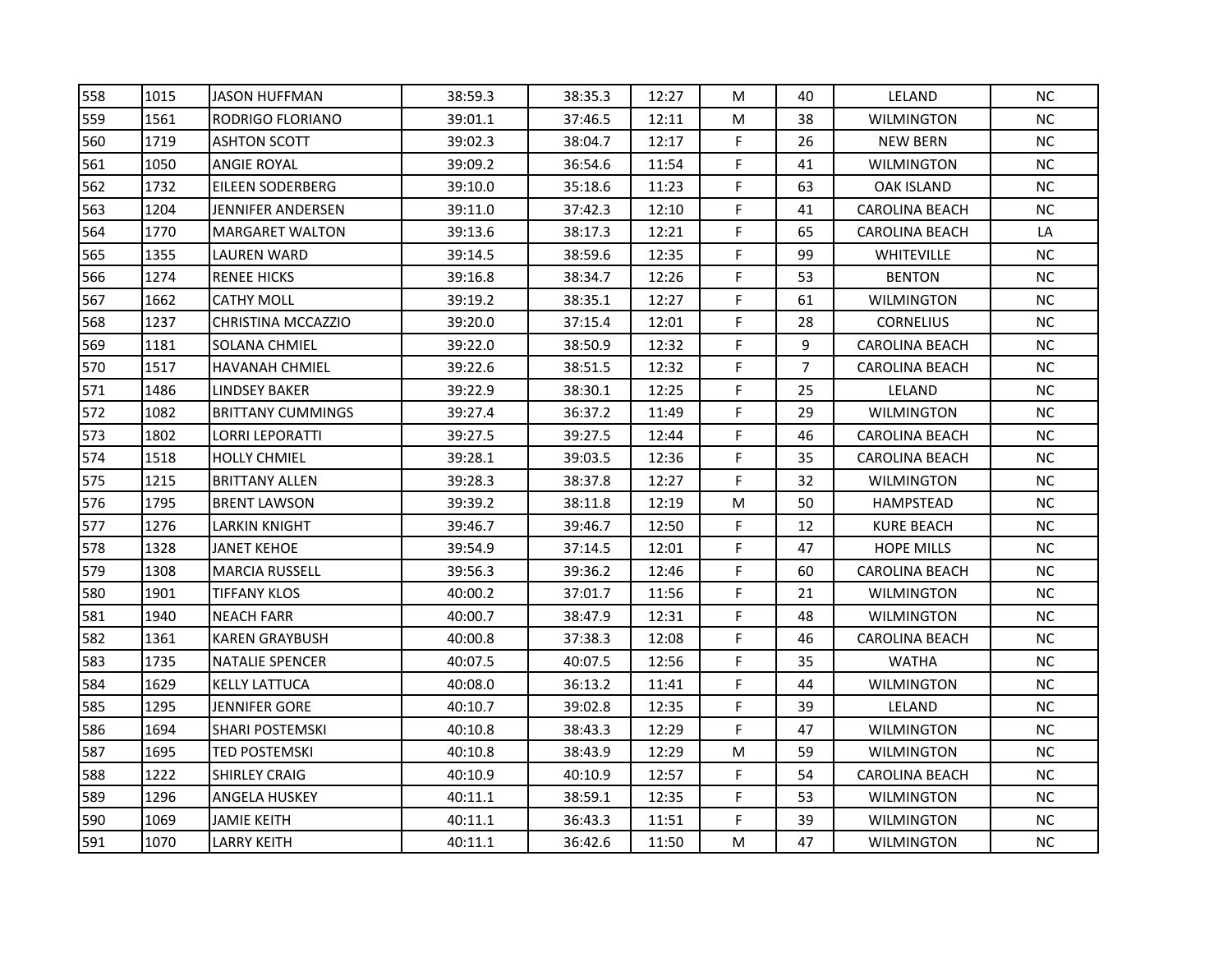| | | | | | | | | | |
|---|---|---|---|---|---|---|---|---|---|
| 558 | 1015 | JASON HUFFMAN | 38:59.3 | 38:35.3 | 12:27 | M | 40 | LELAND | NC |
| 559 | 1561 | RODRIGO FLORIANO | 39:01.1 | 37:46.5 | 12:11 | M | 38 | WILMINGTON | NC |
| 560 | 1719 | ASHTON SCOTT | 39:02.3 | 38:04.7 | 12:17 | F | 26 | NEW BERN | NC |
| 561 | 1050 | ANGIE ROYAL | 39:09.2 | 36:54.6 | 11:54 | F | 41 | WILMINGTON | NC |
| 562 | 1732 | EILEEN SODERBERG | 39:10.0 | 35:18.6 | 11:23 | F | 63 | OAK ISLAND | NC |
| 563 | 1204 | JENNIFER ANDERSEN | 39:11.0 | 37:42.3 | 12:10 | F | 41 | CAROLINA BEACH | NC |
| 564 | 1770 | MARGARET WALTON | 39:13.6 | 38:17.3 | 12:21 | F | 65 | CAROLINA BEACH | LA |
| 565 | 1355 | LAUREN WARD | 39:14.5 | 38:59.6 | 12:35 | F | 99 | WHITEVILLE | NC |
| 566 | 1274 | RENEE HICKS | 39:16.8 | 38:34.7 | 12:26 | F | 53 | BENTON | NC |
| 567 | 1662 | CATHY MOLL | 39:19.2 | 38:35.1 | 12:27 | F | 61 | WILMINGTON | NC |
| 568 | 1237 | CHRISTINA MCCAZZIO | 39:20.0 | 37:15.4 | 12:01 | F | 28 | CORNELIUS | NC |
| 569 | 1181 | SOLANA CHMIEL | 39:22.0 | 38:50.9 | 12:32 | F | 9 | CAROLINA BEACH | NC |
| 570 | 1517 | HAVANAH CHMIEL | 39:22.6 | 38:51.5 | 12:32 | F | 7 | CAROLINA BEACH | NC |
| 571 | 1486 | LINDSEY BAKER | 39:22.9 | 38:30.1 | 12:25 | F | 25 | LELAND | NC |
| 572 | 1082 | BRITTANY CUMMINGS | 39:27.4 | 36:37.2 | 11:49 | F | 29 | WILMINGTON | NC |
| 573 | 1802 | LORRI LEPORATTI | 39:27.5 | 39:27.5 | 12:44 | F | 46 | CAROLINA BEACH | NC |
| 574 | 1518 | HOLLY CHMIEL | 39:28.1 | 39:03.5 | 12:36 | F | 35 | CAROLINA BEACH | NC |
| 575 | 1215 | BRITTANY ALLEN | 39:28.3 | 38:37.8 | 12:27 | F | 32 | WILMINGTON | NC |
| 576 | 1795 | BRENT LAWSON | 39:39.2 | 38:11.8 | 12:19 | M | 50 | HAMPSTEAD | NC |
| 577 | 1276 | LARKIN KNIGHT | 39:46.7 | 39:46.7 | 12:50 | F | 12 | KURE BEACH | NC |
| 578 | 1328 | JANET KEHOE | 39:54.9 | 37:14.5 | 12:01 | F | 47 | HOPE MILLS | NC |
| 579 | 1308 | MARCIA RUSSELL | 39:56.3 | 39:36.2 | 12:46 | F | 60 | CAROLINA BEACH | NC |
| 580 | 1901 | TIFFANY KLOS | 40:00.2 | 37:01.7 | 11:56 | F | 21 | WILMINGTON | NC |
| 581 | 1940 | NEACH FARR | 40:00.7 | 38:47.9 | 12:31 | F | 48 | WILMINGTON | NC |
| 582 | 1361 | KAREN GRAYBUSH | 40:00.8 | 37:38.3 | 12:08 | F | 46 | CAROLINA BEACH | NC |
| 583 | 1735 | NATALIE SPENCER | 40:07.5 | 40:07.5 | 12:56 | F | 35 | WATHA | NC |
| 584 | 1629 | KELLY LATTUCA | 40:08.0 | 36:13.2 | 11:41 | F | 44 | WILMINGTON | NC |
| 585 | 1295 | JENNIFER GORE | 40:10.7 | 39:02.8 | 12:35 | F | 39 | LELAND | NC |
| 586 | 1694 | SHARI POSTEMSKI | 40:10.8 | 38:43.3 | 12:29 | F | 47 | WILMINGTON | NC |
| 587 | 1695 | TED POSTEMSKI | 40:10.8 | 38:43.9 | 12:29 | M | 59 | WILMINGTON | NC |
| 588 | 1222 | SHIRLEY CRAIG | 40:10.9 | 40:10.9 | 12:57 | F | 54 | CAROLINA BEACH | NC |
| 589 | 1296 | ANGELA HUSKEY | 40:11.1 | 38:59.1 | 12:35 | F | 53 | WILMINGTON | NC |
| 590 | 1069 | JAMIE KEITH | 40:11.1 | 36:43.3 | 11:51 | F | 39 | WILMINGTON | NC |
| 591 | 1070 | LARRY KEITH | 40:11.1 | 36:42.6 | 11:50 | M | 47 | WILMINGTON | NC |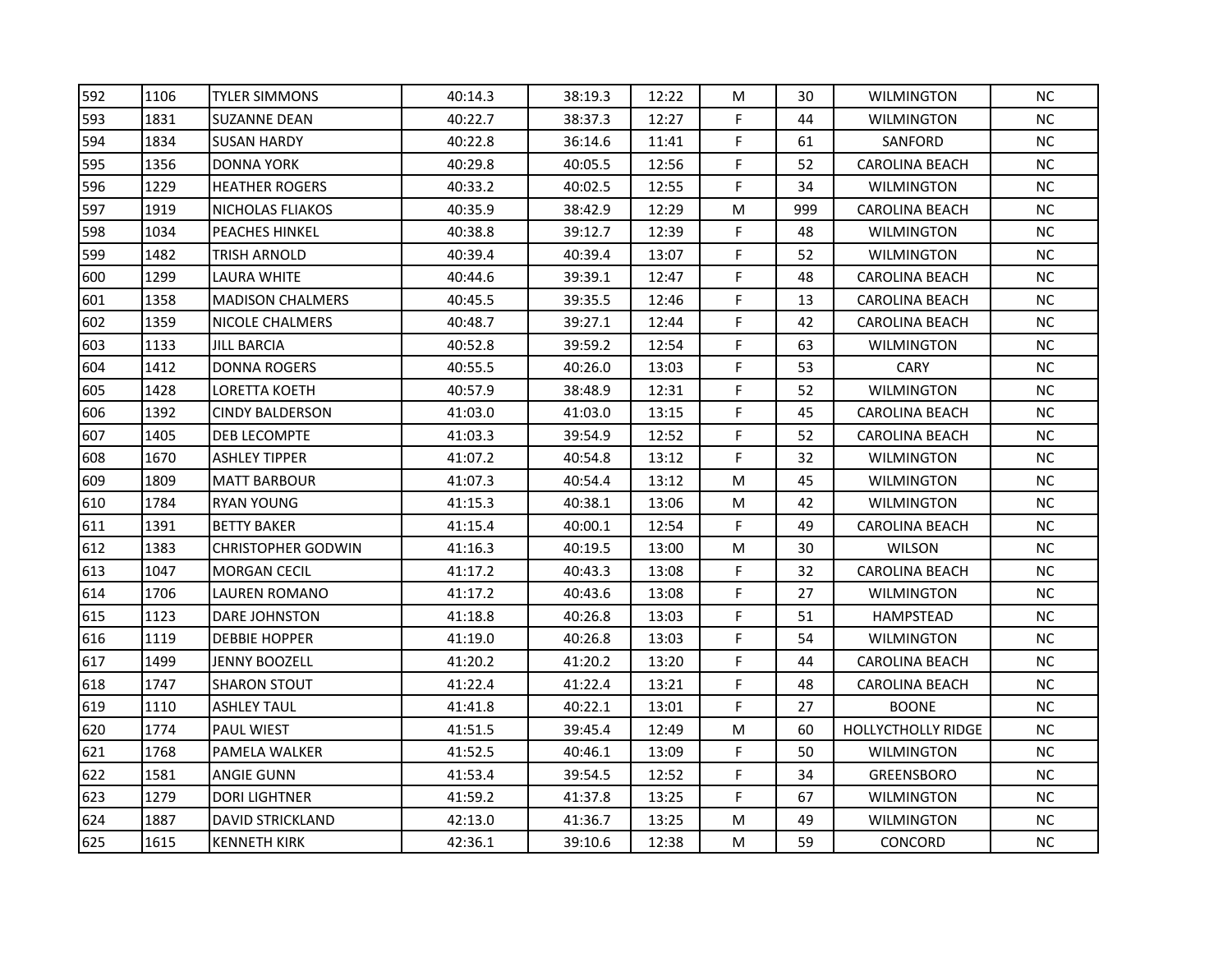| 592 | 1106 | TYLER SIMMONS | 40:14.3 | 38:19.3 | 12:22 | M | 30 | WILMINGTON | NC |
|---|---|---|---|---|---|---|---|---|---|
| 593 | 1831 | SUZANNE DEAN | 40:22.7 | 38:37.3 | 12:27 | F | 44 | WILMINGTON | NC |
| 594 | 1834 | SUSAN HARDY | 40:22.8 | 36:14.6 | 11:41 | F | 61 | SANFORD | NC |
| 595 | 1356 | DONNA YORK | 40:29.8 | 40:05.5 | 12:56 | F | 52 | CAROLINA BEACH | NC |
| 596 | 1229 | HEATHER ROGERS | 40:33.2 | 40:02.5 | 12:55 | F | 34 | WILMINGTON | NC |
| 597 | 1919 | NICHOLAS FLIAKOS | 40:35.9 | 38:42.9 | 12:29 | M | 999 | CAROLINA BEACH | NC |
| 598 | 1034 | PEACHES HINKEL | 40:38.8 | 39:12.7 | 12:39 | F | 48 | WILMINGTON | NC |
| 599 | 1482 | TRISH ARNOLD | 40:39.4 | 40:39.4 | 13:07 | F | 52 | WILMINGTON | NC |
| 600 | 1299 | LAURA WHITE | 40:44.6 | 39:39.1 | 12:47 | F | 48 | CAROLINA BEACH | NC |
| 601 | 1358 | MADISON CHALMERS | 40:45.5 | 39:35.5 | 12:46 | F | 13 | CAROLINA BEACH | NC |
| 602 | 1359 | NICOLE CHALMERS | 40:48.7 | 39:27.1 | 12:44 | F | 42 | CAROLINA BEACH | NC |
| 603 | 1133 | JILL BARCIA | 40:52.8 | 39:59.2 | 12:54 | F | 63 | WILMINGTON | NC |
| 604 | 1412 | DONNA ROGERS | 40:55.5 | 40:26.0 | 13:03 | F | 53 | CARY | NC |
| 605 | 1428 | LORETTA KOETH | 40:57.9 | 38:48.9 | 12:31 | F | 52 | WILMINGTON | NC |
| 606 | 1392 | CINDY BALDERSON | 41:03.0 | 41:03.0 | 13:15 | F | 45 | CAROLINA BEACH | NC |
| 607 | 1405 | DEB LECOMPTE | 41:03.3 | 39:54.9 | 12:52 | F | 52 | CAROLINA BEACH | NC |
| 608 | 1670 | ASHLEY TIPPER | 41:07.2 | 40:54.8 | 13:12 | F | 32 | WILMINGTON | NC |
| 609 | 1809 | MATT BARBOUR | 41:07.3 | 40:54.4 | 13:12 | M | 45 | WILMINGTON | NC |
| 610 | 1784 | RYAN YOUNG | 41:15.3 | 40:38.1 | 13:06 | M | 42 | WILMINGTON | NC |
| 611 | 1391 | BETTY BAKER | 41:15.4 | 40:00.1 | 12:54 | F | 49 | CAROLINA BEACH | NC |
| 612 | 1383 | CHRISTOPHER GODWIN | 41:16.3 | 40:19.5 | 13:00 | M | 30 | WILSON | NC |
| 613 | 1047 | MORGAN CECIL | 41:17.2 | 40:43.3 | 13:08 | F | 32 | CAROLINA BEACH | NC |
| 614 | 1706 | LAUREN ROMANO | 41:17.2 | 40:43.6 | 13:08 | F | 27 | WILMINGTON | NC |
| 615 | 1123 | DARE JOHNSTON | 41:18.8 | 40:26.8 | 13:03 | F | 51 | HAMPSTEAD | NC |
| 616 | 1119 | DEBBIE HOPPER | 41:19.0 | 40:26.8 | 13:03 | F | 54 | WILMINGTON | NC |
| 617 | 1499 | JENNY BOOZELL | 41:20.2 | 41:20.2 | 13:20 | F | 44 | CAROLINA BEACH | NC |
| 618 | 1747 | SHARON STOUT | 41:22.4 | 41:22.4 | 13:21 | F | 48 | CAROLINA BEACH | NC |
| 619 | 1110 | ASHLEY TAUL | 41:41.8 | 40:22.1 | 13:01 | F | 27 | BOONE | NC |
| 620 | 1774 | PAUL WIEST | 41:51.5 | 39:45.4 | 12:49 | M | 60 | HOLLYCTHOLLY RIDGE | NC |
| 621 | 1768 | PAMELA WALKER | 41:52.5 | 40:46.1 | 13:09 | F | 50 | WILMINGTON | NC |
| 622 | 1581 | ANGIE GUNN | 41:53.4 | 39:54.5 | 12:52 | F | 34 | GREENSBORO | NC |
| 623 | 1279 | DORI LIGHTNER | 41:59.2 | 41:37.8 | 13:25 | F | 67 | WILMINGTON | NC |
| 624 | 1887 | DAVID STRICKLAND | 42:13.0 | 41:36.7 | 13:25 | M | 49 | WILMINGTON | NC |
| 625 | 1615 | KENNETH KIRK | 42:36.1 | 39:10.6 | 12:38 | M | 59 | CONCORD | NC |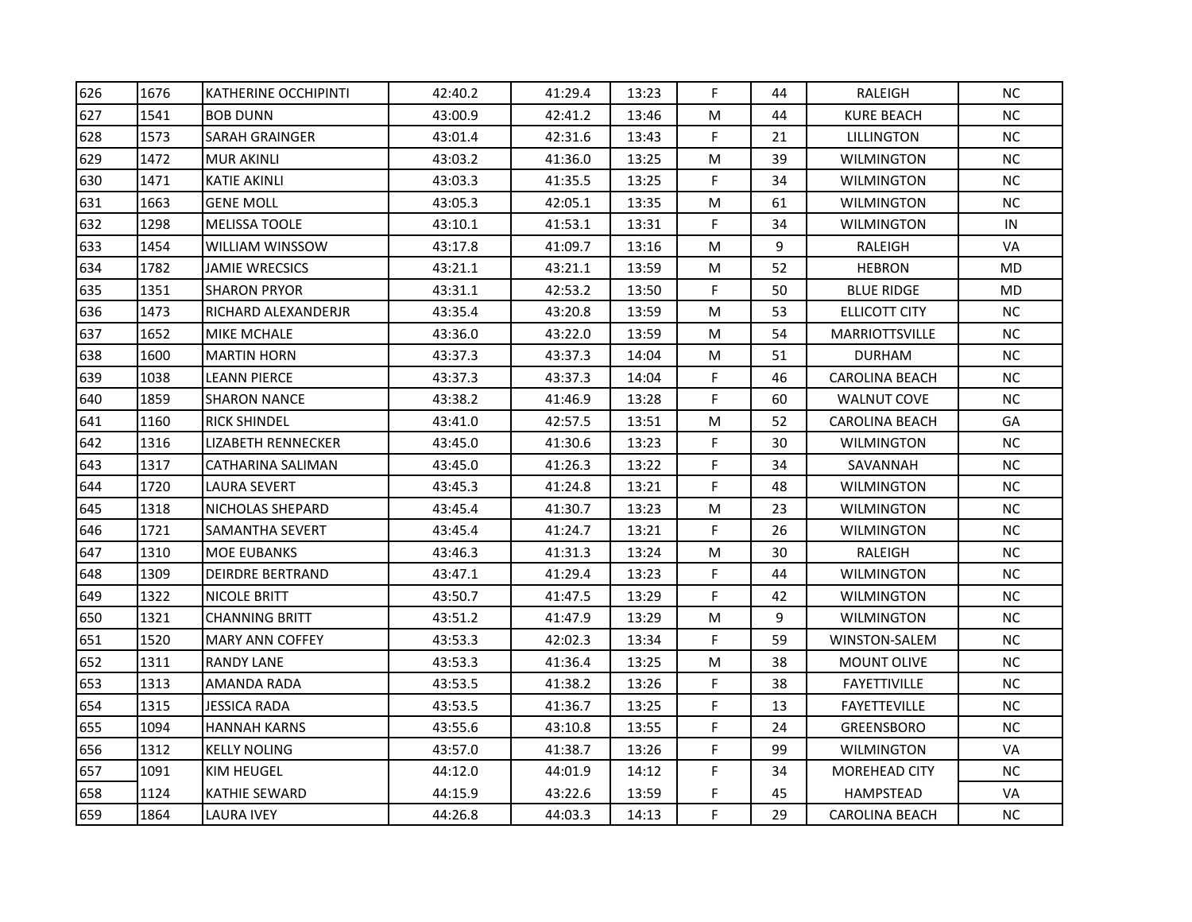| | | | | | | | | | | |
|---|---|---|---|---|---|---|---|---|---|---|
| 626 | 1676 | KATHERINE OCCHIPINTI | 42:40.2 | 41:29.4 | 13:23 | F | 44 | RALEIGH | NC |
| 627 | 1541 | BOB DUNN | 43:00.9 | 42:41.2 | 13:46 | M | 44 | KURE BEACH | NC |
| 628 | 1573 | SARAH GRAINGER | 43:01.4 | 42:31.6 | 13:43 | F | 21 | LILLINGTON | NC |
| 629 | 1472 | MUR AKINLI | 43:03.2 | 41:36.0 | 13:25 | M | 39 | WILMINGTON | NC |
| 630 | 1471 | KATIE AKINLI | 43:03.3 | 41:35.5 | 13:25 | F | 34 | WILMINGTON | NC |
| 631 | 1663 | GENE MOLL | 43:05.3 | 42:05.1 | 13:35 | M | 61 | WILMINGTON | NC |
| 632 | 1298 | MELISSA TOOLE | 43:10.1 | 41:53.1 | 13:31 | F | 34 | WILMINGTON | IN |
| 633 | 1454 | WILLIAM WINSSOW | 43:17.8 | 41:09.7 | 13:16 | M | 9 | RALEIGH | VA |
| 634 | 1782 | JAMIE WRECSICS | 43:21.1 | 43:21.1 | 13:59 | M | 52 | HEBRON | MD |
| 635 | 1351 | SHARON PRYOR | 43:31.1 | 42:53.2 | 13:50 | F | 50 | BLUE RIDGE | MD |
| 636 | 1473 | RICHARD ALEXANDERJR | 43:35.4 | 43:20.8 | 13:59 | M | 53 | ELLICOTT CITY | NC |
| 637 | 1652 | MIKE MCHALE | 43:36.0 | 43:22.0 | 13:59 | M | 54 | MARRIOTTSVILLE | NC |
| 638 | 1600 | MARTIN HORN | 43:37.3 | 43:37.3 | 14:04 | M | 51 | DURHAM | NC |
| 639 | 1038 | LEANN PIERCE | 43:37.3 | 43:37.3 | 14:04 | F | 46 | CAROLINA BEACH | NC |
| 640 | 1859 | SHARON NANCE | 43:38.2 | 41:46.9 | 13:28 | F | 60 | WALNUT COVE | NC |
| 641 | 1160 | RICK SHINDEL | 43:41.0 | 42:57.5 | 13:51 | M | 52 | CAROLINA BEACH | GA |
| 642 | 1316 | LIZABETH RENNECKER | 43:45.0 | 41:30.6 | 13:23 | F | 30 | WILMINGTON | NC |
| 643 | 1317 | CATHARINA SALIMAN | 43:45.0 | 41:26.3 | 13:22 | F | 34 | SAVANNAH | NC |
| 644 | 1720 | LAURA SEVERT | 43:45.3 | 41:24.8 | 13:21 | F | 48 | WILMINGTON | NC |
| 645 | 1318 | NICHOLAS SHEPARD | 43:45.4 | 41:30.7 | 13:23 | M | 23 | WILMINGTON | NC |
| 646 | 1721 | SAMANTHA SEVERT | 43:45.4 | 41:24.7 | 13:21 | F | 26 | WILMINGTON | NC |
| 647 | 1310 | MOE EUBANKS | 43:46.3 | 41:31.3 | 13:24 | M | 30 | RALEIGH | NC |
| 648 | 1309 | DEIRDRE BERTRAND | 43:47.1 | 41:29.4 | 13:23 | F | 44 | WILMINGTON | NC |
| 649 | 1322 | NICOLE BRITT | 43:50.7 | 41:47.5 | 13:29 | F | 42 | WILMINGTON | NC |
| 650 | 1321 | CHANNING BRITT | 43:51.2 | 41:47.9 | 13:29 | M | 9 | WILMINGTON | NC |
| 651 | 1520 | MARY ANN COFFEY | 43:53.3 | 42:02.3 | 13:34 | F | 59 | WINSTON-SALEM | NC |
| 652 | 1311 | RANDY LANE | 43:53.3 | 41:36.4 | 13:25 | M | 38 | MOUNT OLIVE | NC |
| 653 | 1313 | AMANDA RADA | 43:53.5 | 41:38.2 | 13:26 | F | 38 | FAYETTIVILLE | NC |
| 654 | 1315 | JESSICA RADA | 43:53.5 | 41:36.7 | 13:25 | F | 13 | FAYETTEVILLE | NC |
| 655 | 1094 | HANNAH KARNS | 43:55.6 | 43:10.8 | 13:55 | F | 24 | GREENSBORO | NC |
| 656 | 1312 | KELLY NOLING | 43:57.0 | 41:38.7 | 13:26 | F | 99 | WILMINGTON | VA |
| 657 | 1091 | KIM HEUGEL | 44:12.0 | 44:01.9 | 14:12 | F | 34 | MOREHEAD CITY | NC |
| 658 | 1124 | KATHIE SEWARD | 44:15.9 | 43:22.6 | 13:59 | F | 45 | HAMPSTEAD | VA |
| 659 | 1864 | LAURA IVEY | 44:26.8 | 44:03.3 | 14:13 | F | 29 | CAROLINA BEACH | NC |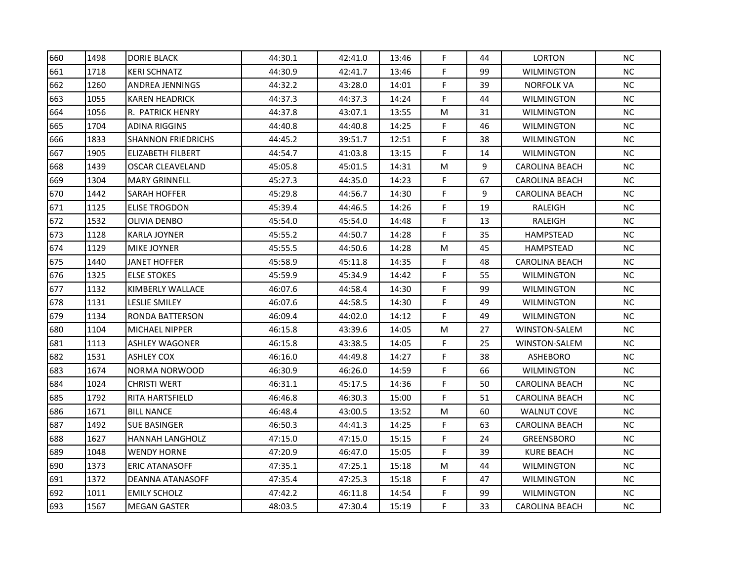| 660 | 1498 | DORIE BLACK | 44:30.1 | 42:41.0 | 13:46 | F | 44 | LORTON | NC |
|---|---|---|---|---|---|---|---|---|---|
| 661 | 1718 | KERI SCHNATZ | 44:30.9 | 42:41.7 | 13:46 | F | 99 | WILMINGTON | NC |
| 662 | 1260 | ANDREA JENNINGS | 44:32.2 | 43:28.0 | 14:01 | F | 39 | NORFOLK VA | NC |
| 663 | 1055 | KAREN HEADRICK | 44:37.3 | 44:37.3 | 14:24 | F | 44 | WILMINGTON | NC |
| 664 | 1056 | R. PATRICK HENRY | 44:37.8 | 43:07.1 | 13:55 | M | 31 | WILMINGTON | NC |
| 665 | 1704 | ADINA RIGGINS | 44:40.8 | 44:40.8 | 14:25 | F | 46 | WILMINGTON | NC |
| 666 | 1833 | SHANNON FRIEDRICHS | 44:45.2 | 39:51.7 | 12:51 | F | 38 | WILMINGTON | NC |
| 667 | 1905 | ELIZABETH FILBERT | 44:54.7 | 41:03.8 | 13:15 | F | 14 | WILMINGTON | NC |
| 668 | 1439 | OSCAR CLEAVELAND | 45:05.8 | 45:01.5 | 14:31 | M | 9 | CAROLINA BEACH | NC |
| 669 | 1304 | MARY GRINNELL | 45:27.3 | 44:35.0 | 14:23 | F | 67 | CAROLINA BEACH | NC |
| 670 | 1442 | SARAH HOFFER | 45:29.8 | 44:56.7 | 14:30 | F | 9 | CAROLINA BEACH | NC |
| 671 | 1125 | ELISE TROGDON | 45:39.4 | 44:46.5 | 14:26 | F | 19 | RALEIGH | NC |
| 672 | 1532 | OLIVIA DENBO | 45:54.0 | 45:54.0 | 14:48 | F | 13 | RALEIGH | NC |
| 673 | 1128 | KARLA JOYNER | 45:55.2 | 44:50.7 | 14:28 | F | 35 | HAMPSTEAD | NC |
| 674 | 1129 | MIKE JOYNER | 45:55.5 | 44:50.6 | 14:28 | M | 45 | HAMPSTEAD | NC |
| 675 | 1440 | JANET HOFFER | 45:58.9 | 45:11.8 | 14:35 | F | 48 | CAROLINA BEACH | NC |
| 676 | 1325 | ELSE STOKES | 45:59.9 | 45:34.9 | 14:42 | F | 55 | WILMINGTON | NC |
| 677 | 1132 | KIMBERLY WALLACE | 46:07.6 | 44:58.4 | 14:30 | F | 99 | WILMINGTON | NC |
| 678 | 1131 | LESLIE SMILEY | 46:07.6 | 44:58.5 | 14:30 | F | 49 | WILMINGTON | NC |
| 679 | 1134 | RONDA BATTERSON | 46:09.4 | 44:02.0 | 14:12 | F | 49 | WILMINGTON | NC |
| 680 | 1104 | MICHAEL NIPPER | 46:15.8 | 43:39.6 | 14:05 | M | 27 | WINSTON-SALEM | NC |
| 681 | 1113 | ASHLEY WAGONER | 46:15.8 | 43:38.5 | 14:05 | F | 25 | WINSTON-SALEM | NC |
| 682 | 1531 | ASHLEY COX | 46:16.0 | 44:49.8 | 14:27 | F | 38 | ASHEBORO | NC |
| 683 | 1674 | NORMA NORWOOD | 46:30.9 | 46:26.0 | 14:59 | F | 66 | WILMINGTON | NC |
| 684 | 1024 | CHRISTI WERT | 46:31.1 | 45:17.5 | 14:36 | F | 50 | CAROLINA BEACH | NC |
| 685 | 1792 | RITA HARTSFIELD | 46:46.8 | 46:30.3 | 15:00 | F | 51 | CAROLINA BEACH | NC |
| 686 | 1671 | BILL NANCE | 46:48.4 | 43:00.5 | 13:52 | M | 60 | WALNUT COVE | NC |
| 687 | 1492 | SUE BASINGER | 46:50.3 | 44:41.3 | 14:25 | F | 63 | CAROLINA BEACH | NC |
| 688 | 1627 | HANNAH LANGHOLZ | 47:15.0 | 47:15.0 | 15:15 | F | 24 | GREENSBORO | NC |
| 689 | 1048 | WENDY HORNE | 47:20.9 | 46:47.0 | 15:05 | F | 39 | KURE BEACH | NC |
| 690 | 1373 | ERIC ATANASOFF | 47:35.1 | 47:25.1 | 15:18 | M | 44 | WILMINGTON | NC |
| 691 | 1372 | DEANNA ATANASOFF | 47:35.4 | 47:25.3 | 15:18 | F | 47 | WILMINGTON | NC |
| 692 | 1011 | EMILY SCHOLZ | 47:42.2 | 46:11.8 | 14:54 | F | 99 | WILMINGTON | NC |
| 693 | 1567 | MEGAN GASTER | 48:03.5 | 47:30.4 | 15:19 | F | 33 | CAROLINA BEACH | NC |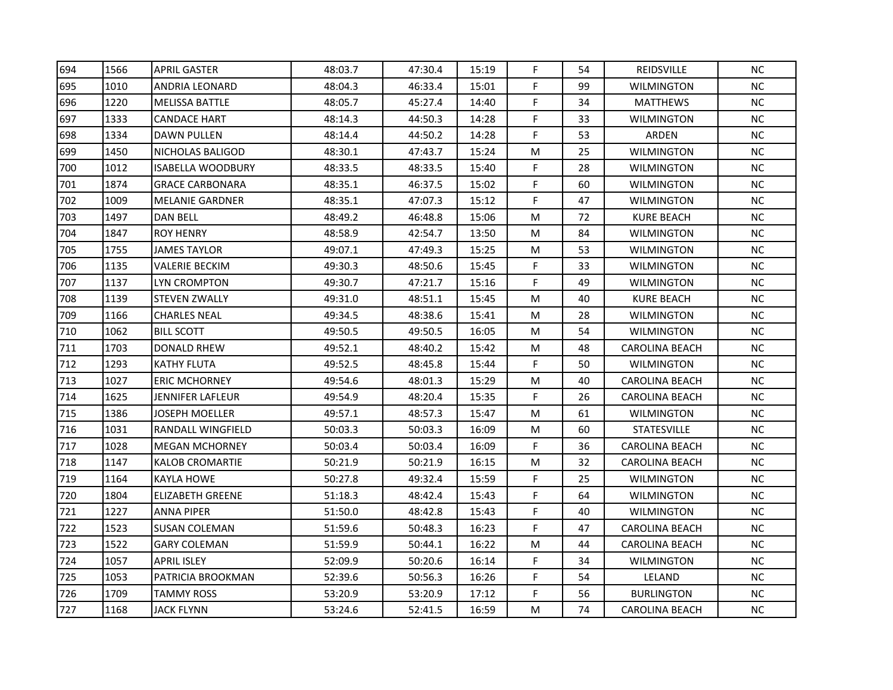| | | | | | | | | | |
|---|---|---|---|---|---|---|---|---|---|
| 694 | 1566 | APRIL GASTER | 48:03.7 | 47:30.4 | 15:19 | F | 54 | REIDSVILLE | NC |
| 695 | 1010 | ANDRIA LEONARD | 48:04.3 | 46:33.4 | 15:01 | F | 99 | WILMINGTON | NC |
| 696 | 1220 | MELISSA BATTLE | 48:05.7 | 45:27.4 | 14:40 | F | 34 | MATTHEWS | NC |
| 697 | 1333 | CANDACE HART | 48:14.3 | 44:50.3 | 14:28 | F | 33 | WILMINGTON | NC |
| 698 | 1334 | DAWN PULLEN | 48:14.4 | 44:50.2 | 14:28 | F | 53 | ARDEN | NC |
| 699 | 1450 | NICHOLAS BALIGOD | 48:30.1 | 47:43.7 | 15:24 | M | 25 | WILMINGTON | NC |
| 700 | 1012 | ISABELLA WOODBURY | 48:33.5 | 48:33.5 | 15:40 | F | 28 | WILMINGTON | NC |
| 701 | 1874 | GRACE CARBONARA | 48:35.1 | 46:37.5 | 15:02 | F | 60 | WILMINGTON | NC |
| 702 | 1009 | MELANIE GARDNER | 48:35.1 | 47:07.3 | 15:12 | F | 47 | WILMINGTON | NC |
| 703 | 1497 | DAN BELL | 48:49.2 | 46:48.8 | 15:06 | M | 72 | KURE BEACH | NC |
| 704 | 1847 | ROY HENRY | 48:58.9 | 42:54.7 | 13:50 | M | 84 | WILMINGTON | NC |
| 705 | 1755 | JAMES TAYLOR | 49:07.1 | 47:49.3 | 15:25 | M | 53 | WILMINGTON | NC |
| 706 | 1135 | VALERIE BECKIM | 49:30.3 | 48:50.6 | 15:45 | F | 33 | WILMINGTON | NC |
| 707 | 1137 | LYN CROMPTON | 49:30.7 | 47:21.7 | 15:16 | F | 49 | WILMINGTON | NC |
| 708 | 1139 | STEVEN ZWALLY | 49:31.0 | 48:51.1 | 15:45 | M | 40 | KURE BEACH | NC |
| 709 | 1166 | CHARLES NEAL | 49:34.5 | 48:38.6 | 15:41 | M | 28 | WILMINGTON | NC |
| 710 | 1062 | BILL SCOTT | 49:50.5 | 49:50.5 | 16:05 | M | 54 | WILMINGTON | NC |
| 711 | 1703 | DONALD RHEW | 49:52.1 | 48:40.2 | 15:42 | M | 48 | CAROLINA BEACH | NC |
| 712 | 1293 | KATHY FLUTA | 49:52.5 | 48:45.8 | 15:44 | F | 50 | WILMINGTON | NC |
| 713 | 1027 | ERIC MCHORNEY | 49:54.6 | 48:01.3 | 15:29 | M | 40 | CAROLINA BEACH | NC |
| 714 | 1625 | JENNIFER LAFLEUR | 49:54.9 | 48:20.4 | 15:35 | F | 26 | CAROLINA BEACH | NC |
| 715 | 1386 | JOSEPH MOELLER | 49:57.1 | 48:57.3 | 15:47 | M | 61 | WILMINGTON | NC |
| 716 | 1031 | RANDALL WINGFIELD | 50:03.3 | 50:03.3 | 16:09 | M | 60 | STATESVILLE | NC |
| 717 | 1028 | MEGAN MCHORNEY | 50:03.4 | 50:03.4 | 16:09 | F | 36 | CAROLINA BEACH | NC |
| 718 | 1147 | KALOB CROMARTIE | 50:21.9 | 50:21.9 | 16:15 | M | 32 | CAROLINA BEACH | NC |
| 719 | 1164 | KAYLA HOWE | 50:27.8 | 49:32.4 | 15:59 | F | 25 | WILMINGTON | NC |
| 720 | 1804 | ELIZABETH GREENE | 51:18.3 | 48:42.4 | 15:43 | F | 64 | WILMINGTON | NC |
| 721 | 1227 | ANNA PIPER | 51:50.0 | 48:42.8 | 15:43 | F | 40 | WILMINGTON | NC |
| 722 | 1523 | SUSAN COLEMAN | 51:59.6 | 50:48.3 | 16:23 | F | 47 | CAROLINA BEACH | NC |
| 723 | 1522 | GARY COLEMAN | 51:59.9 | 50:44.1 | 16:22 | M | 44 | CAROLINA BEACH | NC |
| 724 | 1057 | APRIL ISLEY | 52:09.9 | 50:20.6 | 16:14 | F | 34 | WILMINGTON | NC |
| 725 | 1053 | PATRICIA BROOKMAN | 52:39.6 | 50:56.3 | 16:26 | F | 54 | LELAND | NC |
| 726 | 1709 | TAMMY ROSS | 53:20.9 | 53:20.9 | 17:12 | F | 56 | BURLINGTON | NC |
| 727 | 1168 | JACK FLYNN | 53:24.6 | 52:41.5 | 16:59 | M | 74 | CAROLINA BEACH | NC |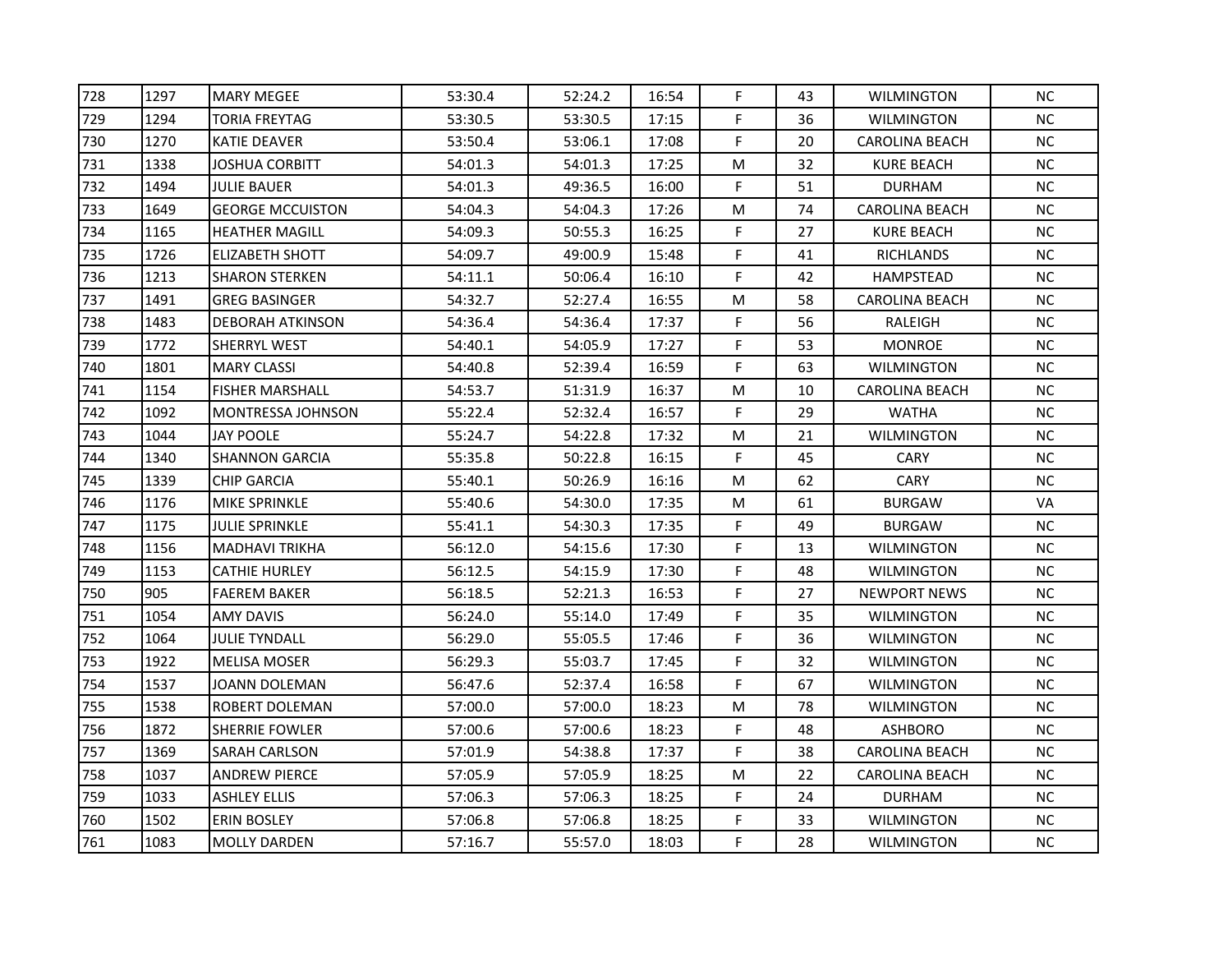| 728 | 1297 | MARY MEGEE | 53:30.4 | 52:24.2 | 16:54 | F | 43 | WILMINGTON | NC |
|---|---|---|---|---|---|---|---|---|---|
| 729 | 1294 | TORIA FREYTAG | 53:30.5 | 53:30.5 | 17:15 | F | 36 | WILMINGTON | NC |
| 730 | 1270 | KATIE DEAVER | 53:50.4 | 53:06.1 | 17:08 | F | 20 | CAROLINA BEACH | NC |
| 731 | 1338 | JOSHUA CORBITT | 54:01.3 | 54:01.3 | 17:25 | M | 32 | KURE BEACH | NC |
| 732 | 1494 | JULIE BAUER | 54:01.3 | 49:36.5 | 16:00 | F | 51 | DURHAM | NC |
| 733 | 1649 | GEORGE MCCUISTON | 54:04.3 | 54:04.3 | 17:26 | M | 74 | CAROLINA BEACH | NC |
| 734 | 1165 | HEATHER MAGILL | 54:09.3 | 50:55.3 | 16:25 | F | 27 | KURE BEACH | NC |
| 735 | 1726 | ELIZABETH SHOTT | 54:09.7 | 49:00.9 | 15:48 | F | 41 | RICHLANDS | NC |
| 736 | 1213 | SHARON STERKEN | 54:11.1 | 50:06.4 | 16:10 | F | 42 | HAMPSTEAD | NC |
| 737 | 1491 | GREG BASINGER | 54:32.7 | 52:27.4 | 16:55 | M | 58 | CAROLINA BEACH | NC |
| 738 | 1483 | DEBORAH ATKINSON | 54:36.4 | 54:36.4 | 17:37 | F | 56 | RALEIGH | NC |
| 739 | 1772 | SHERRYL WEST | 54:40.1 | 54:05.9 | 17:27 | F | 53 | MONROE | NC |
| 740 | 1801 | MARY CLASSI | 54:40.8 | 52:39.4 | 16:59 | F | 63 | WILMINGTON | NC |
| 741 | 1154 | FISHER MARSHALL | 54:53.7 | 51:31.9 | 16:37 | M | 10 | CAROLINA BEACH | NC |
| 742 | 1092 | MONTRESSA JOHNSON | 55:22.4 | 52:32.4 | 16:57 | F | 29 | WATHA | NC |
| 743 | 1044 | JAY POOLE | 55:24.7 | 54:22.8 | 17:32 | M | 21 | WILMINGTON | NC |
| 744 | 1340 | SHANNON GARCIA | 55:35.8 | 50:22.8 | 16:15 | F | 45 | CARY | NC |
| 745 | 1339 | CHIP GARCIA | 55:40.1 | 50:26.9 | 16:16 | M | 62 | CARY | NC |
| 746 | 1176 | MIKE SPRINKLE | 55:40.6 | 54:30.0 | 17:35 | M | 61 | BURGAW | VA |
| 747 | 1175 | JULIE SPRINKLE | 55:41.1 | 54:30.3 | 17:35 | F | 49 | BURGAW | NC |
| 748 | 1156 | MADHAVI TRIKHA | 56:12.0 | 54:15.6 | 17:30 | F | 13 | WILMINGTON | NC |
| 749 | 1153 | CATHIE HURLEY | 56:12.5 | 54:15.9 | 17:30 | F | 48 | WILMINGTON | NC |
| 750 | 905 | FAEREM BAKER | 56:18.5 | 52:21.3 | 16:53 | F | 27 | NEWPORT NEWS | NC |
| 751 | 1054 | AMY DAVIS | 56:24.0 | 55:14.0 | 17:49 | F | 35 | WILMINGTON | NC |
| 752 | 1064 | JULIE TYNDALL | 56:29.0 | 55:05.5 | 17:46 | F | 36 | WILMINGTON | NC |
| 753 | 1922 | MELISA MOSER | 56:29.3 | 55:03.7 | 17:45 | F | 32 | WILMINGTON | NC |
| 754 | 1537 | JOANN DOLEMAN | 56:47.6 | 52:37.4 | 16:58 | F | 67 | WILMINGTON | NC |
| 755 | 1538 | ROBERT DOLEMAN | 57:00.0 | 57:00.0 | 18:23 | M | 78 | WILMINGTON | NC |
| 756 | 1872 | SHERRIE FOWLER | 57:00.6 | 57:00.6 | 18:23 | F | 48 | ASHBORO | NC |
| 757 | 1369 | SARAH CARLSON | 57:01.9 | 54:38.8 | 17:37 | F | 38 | CAROLINA BEACH | NC |
| 758 | 1037 | ANDREW PIERCE | 57:05.9 | 57:05.9 | 18:25 | M | 22 | CAROLINA BEACH | NC |
| 759 | 1033 | ASHLEY ELLIS | 57:06.3 | 57:06.3 | 18:25 | F | 24 | DURHAM | NC |
| 760 | 1502 | ERIN BOSLEY | 57:06.8 | 57:06.8 | 18:25 | F | 33 | WILMINGTON | NC |
| 761 | 1083 | MOLLY DARDEN | 57:16.7 | 55:57.0 | 18:03 | F | 28 | WILMINGTON | NC |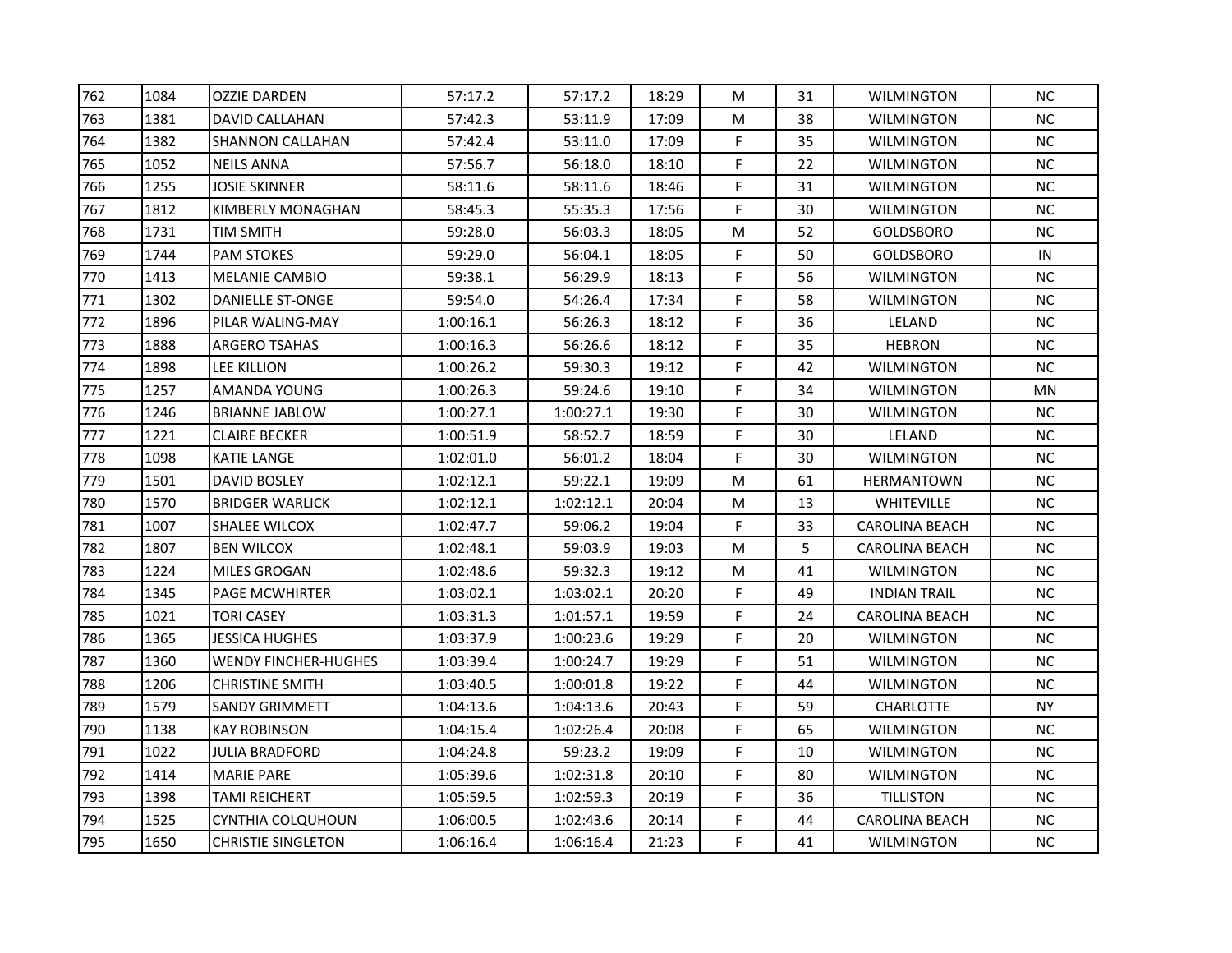| 762 | 1084 | OZZIE DARDEN | 57:17.2 | 57:17.2 | 18:29 | M | 31 | WILMINGTON | NC |
|---|---|---|---|---|---|---|---|---|---|
| 763 | 1381 | DAVID CALLAHAN | 57:42.3 | 53:11.9 | 17:09 | M | 38 | WILMINGTON | NC |
| 764 | 1382 | SHANNON CALLAHAN | 57:42.4 | 53:11.0 | 17:09 | F | 35 | WILMINGTON | NC |
| 765 | 1052 | NEILS ANNA | 57:56.7 | 56:18.0 | 18:10 | F | 22 | WILMINGTON | NC |
| 766 | 1255 | JOSIE SKINNER | 58:11.6 | 58:11.6 | 18:46 | F | 31 | WILMINGTON | NC |
| 767 | 1812 | KIMBERLY MONAGHAN | 58:45.3 | 55:35.3 | 17:56 | F | 30 | WILMINGTON | NC |
| 768 | 1731 | TIM SMITH | 59:28.0 | 56:03.3 | 18:05 | M | 52 | GOLDSBORO | NC |
| 769 | 1744 | PAM STOKES | 59:29.0 | 56:04.1 | 18:05 | F | 50 | GOLDSBORO | IN |
| 770 | 1413 | MELANIE CAMBIO | 59:38.1 | 56:29.9 | 18:13 | F | 56 | WILMINGTON | NC |
| 771 | 1302 | DANIELLE ST-ONGE | 59:54.0 | 54:26.4 | 17:34 | F | 58 | WILMINGTON | NC |
| 772 | 1896 | PILAR WALING-MAY | 1:00:16.1 | 56:26.3 | 18:12 | F | 36 | LELAND | NC |
| 773 | 1888 | ARGERO TSAHAS | 1:00:16.3 | 56:26.6 | 18:12 | F | 35 | HEBRON | NC |
| 774 | 1898 | LEE KILLION | 1:00:26.2 | 59:30.3 | 19:12 | F | 42 | WILMINGTON | NC |
| 775 | 1257 | AMANDA YOUNG | 1:00:26.3 | 59:24.6 | 19:10 | F | 34 | WILMINGTON | MN |
| 776 | 1246 | BRIANNE JABLOW | 1:00:27.1 | 1:00:27.1 | 19:30 | F | 30 | WILMINGTON | NC |
| 777 | 1221 | CLAIRE BECKER | 1:00:51.9 | 58:52.7 | 18:59 | F | 30 | LELAND | NC |
| 778 | 1098 | KATIE LANGE | 1:02:01.0 | 56:01.2 | 18:04 | F | 30 | WILMINGTON | NC |
| 779 | 1501 | DAVID BOSLEY | 1:02:12.1 | 59:22.1 | 19:09 | M | 61 | HERMANTOWN | NC |
| 780 | 1570 | BRIDGER WARLICK | 1:02:12.1 | 1:02:12.1 | 20:04 | M | 13 | WHITEVILLE | NC |
| 781 | 1007 | SHALEE WILCOX | 1:02:47.7 | 59:06.2 | 19:04 | F | 33 | CAROLINA BEACH | NC |
| 782 | 1807 | BEN WILCOX | 1:02:48.1 | 59:03.9 | 19:03 | M | 5 | CAROLINA BEACH | NC |
| 783 | 1224 | MILES GROGAN | 1:02:48.6 | 59:32.3 | 19:12 | M | 41 | WILMINGTON | NC |
| 784 | 1345 | PAGE MCWHIRTER | 1:03:02.1 | 1:03:02.1 | 20:20 | F | 49 | INDIAN TRAIL | NC |
| 785 | 1021 | TORI CASEY | 1:03:31.3 | 1:01:57.1 | 19:59 | F | 24 | CAROLINA BEACH | NC |
| 786 | 1365 | JESSICA HUGHES | 1:03:37.9 | 1:00:23.6 | 19:29 | F | 20 | WILMINGTON | NC |
| 787 | 1360 | WENDY FINCHER-HUGHES | 1:03:39.4 | 1:00:24.7 | 19:29 | F | 51 | WILMINGTON | NC |
| 788 | 1206 | CHRISTINE SMITH | 1:03:40.5 | 1:00:01.8 | 19:22 | F | 44 | WILMINGTON | NC |
| 789 | 1579 | SANDY GRIMMETT | 1:04:13.6 | 1:04:13.6 | 20:43 | F | 59 | CHARLOTTE | NY |
| 790 | 1138 | KAY ROBINSON | 1:04:15.4 | 1:02:26.4 | 20:08 | F | 65 | WILMINGTON | NC |
| 791 | 1022 | JULIA BRADFORD | 1:04:24.8 | 59:23.2 | 19:09 | F | 10 | WILMINGTON | NC |
| 792 | 1414 | MARIE PARE | 1:05:39.6 | 1:02:31.8 | 20:10 | F | 80 | WILMINGTON | NC |
| 793 | 1398 | TAMI REICHERT | 1:05:59.5 | 1:02:59.3 | 20:19 | F | 36 | TILLISTON | NC |
| 794 | 1525 | CYNTHIA COLQUHOUN | 1:06:00.5 | 1:02:43.6 | 20:14 | F | 44 | CAROLINA BEACH | NC |
| 795 | 1650 | CHRISTIE SINGLETON | 1:06:16.4 | 1:06:16.4 | 21:23 | F | 41 | WILMINGTON | NC |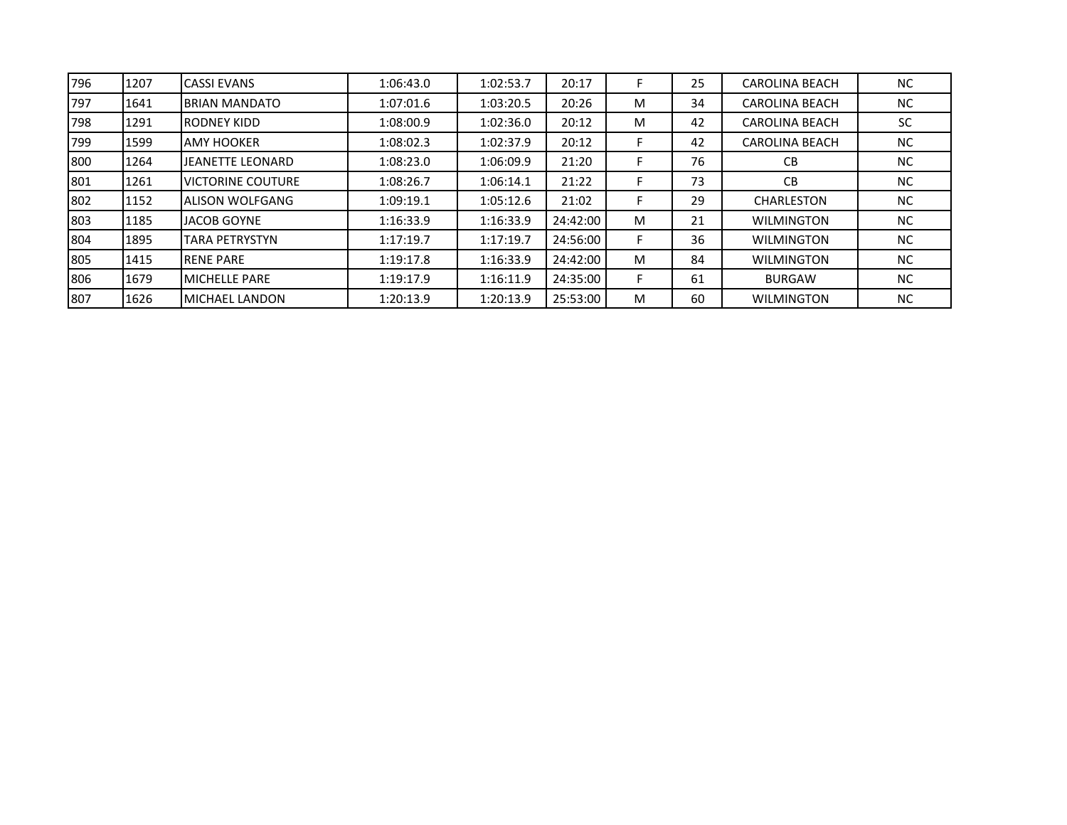| | | | | | | | | | |
|---|---|---|---|---|---|---|---|---|---|
| 796 | 1207 | CASSI EVANS | 1:06:43.0 | 1:02:53.7 | 20:17 | F | 25 | CAROLINA BEACH | NC |
| 797 | 1641 | BRIAN MANDATO | 1:07:01.6 | 1:03:20.5 | 20:26 | M | 34 | CAROLINA BEACH | NC |
| 798 | 1291 | RODNEY KIDD | 1:08:00.9 | 1:02:36.0 | 20:12 | M | 42 | CAROLINA BEACH | SC |
| 799 | 1599 | AMY HOOKER | 1:08:02.3 | 1:02:37.9 | 20:12 | F | 42 | CAROLINA BEACH | NC |
| 800 | 1264 | JEANETTE LEONARD | 1:08:23.0 | 1:06:09.9 | 21:20 | F | 76 | CB | NC |
| 801 | 1261 | VICTORINE COUTURE | 1:08:26.7 | 1:06:14.1 | 21:22 | F | 73 | CB | NC |
| 802 | 1152 | ALISON WOLFGANG | 1:09:19.1 | 1:05:12.6 | 21:02 | F | 29 | CHARLESTON | NC |
| 803 | 1185 | JACOB GOYNE | 1:16:33.9 | 1:16:33.9 | 24:42:00 | M | 21 | WILMINGTON | NC |
| 804 | 1895 | TARA PETRYSTYN | 1:17:19.7 | 1:17:19.7 | 24:56:00 | F | 36 | WILMINGTON | NC |
| 805 | 1415 | RENE PARE | 1:19:17.8 | 1:16:33.9 | 24:42:00 | M | 84 | WILMINGTON | NC |
| 806 | 1679 | MICHELLE PARE | 1:19:17.9 | 1:16:11.9 | 24:35:00 | F | 61 | BURGAW | NC |
| 807 | 1626 | MICHAEL LANDON | 1:20:13.9 | 1:20:13.9 | 25:53:00 | M | 60 | WILMINGTON | NC |